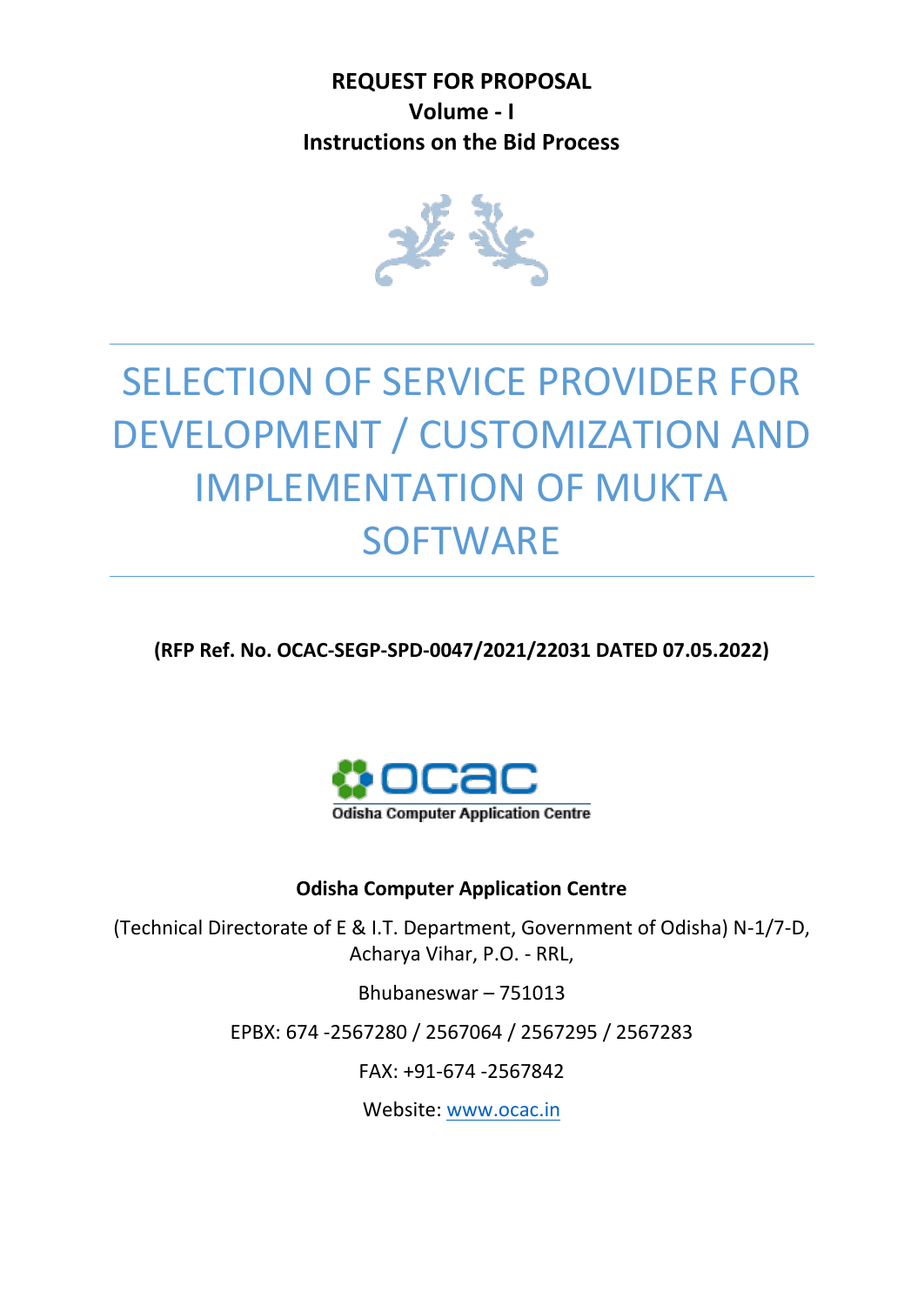**REQUEST FOR PROPOSAL**
**Volume - I**
**Instructions on the Bid Process**

# SELECTION OF SERVICE PROVIDER FOR DEVELOPMENT / CUSTOMIZATION AND IMPLEMENTATION OF MUKTA SOFTWARE

**(RFP Ref. No. OCAC-SEGP-SPD-0047/2021/22031 DATED 07.05.2022)**

ocac
Odisha Computer Application Centre

**Odisha Computer Application Centre**

(Technical Directorate of E & I.T. Department, Government of Odisha) N-1/7-D, Acharya Vihar, P.O. - RRL,

Bhubaneswar – 751013

EPBX: 674 -2567280 / 2567064 / 2567295 / 2567283

FAX: +91-674 -2567842

Website: www.ocac.in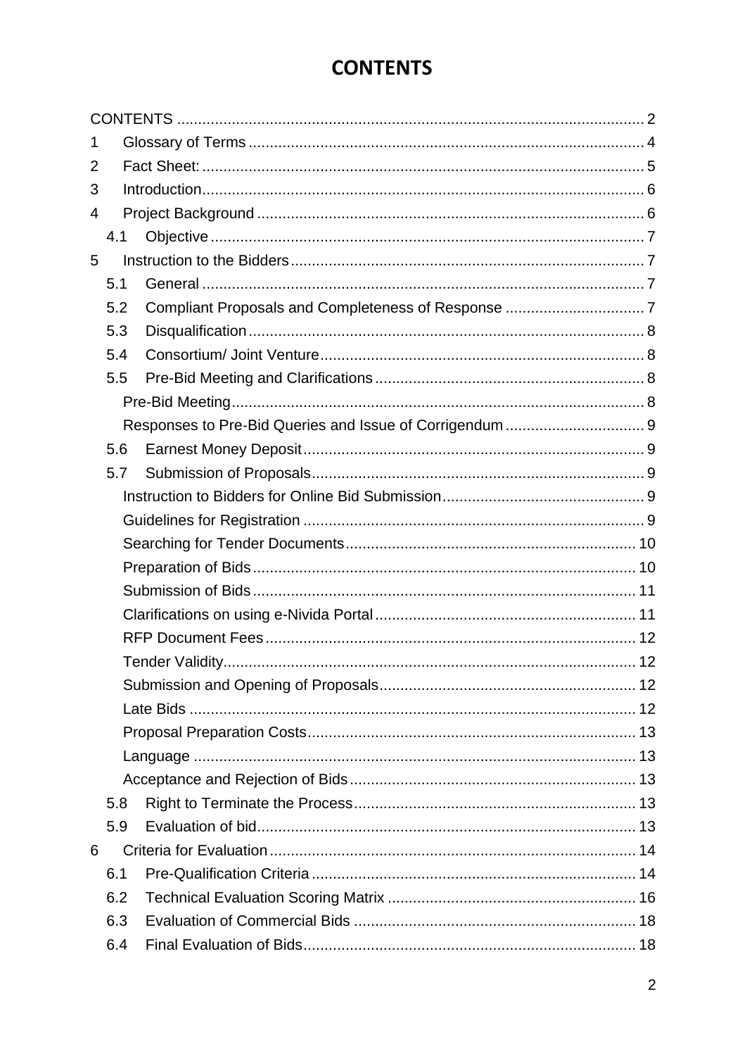# CONTENTS

CONTENTS ..................................................................................................... 2

1 Glossary of Terms ........................................................................................ 4

2 Fact Sheet: ..................................................................................................... 5

3 Introduction..................................................................................................... 6

4 Project Background ........................................................................................ 6

4.1 Objective .................................................................................................... 7

5 Instruction to the Bidders ................................................................................ 7

5.1 General ....................................................................................................... 7

5.2 Compliant Proposals and Completeness of Response ................................ 7

5.3 Disqualification ............................................................................................ 8

5.4 Consortium/ Joint Venture ........................................................................... 8

5.5 Pre-Bid Meeting and Clarifications .............................................................. 8

Pre-Bid Meeting ................................................................................................. 8

Responses to Pre-Bid Queries and Issue of Corrigendum ................................ 9

5.6 Earnest Money Deposit ............................................................................... 9

5.7 Submission of Proposals ............................................................................. 9

Instruction to Bidders for Online Bid Submission ............................................... 9

Guidelines for Registration ................................................................................ 9

Searching for Tender Documents .................................................................... 10

Preparation of Bids .......................................................................................... 10

Submission of Bids .......................................................................................... 11

Clarifications on using e-Nivida Portal ............................................................. 11

RFP Document Fees ....................................................................................... 12

Tender Validity ................................................................................................. 12

Submission and Opening of Proposals ............................................................ 12

Late Bids ......................................................................................................... 12

Proposal Preparation Costs ............................................................................. 13

Language ........................................................................................................ 13

Acceptance and Rejection of Bids ................................................................... 13

5.8 Right to Terminate the Process .................................................................. 13

5.9 Evaluation of bid ........................................................................................ 13

6 Criteria for Evaluation .................................................................................... 14

6.1 Pre-Qualification Criteria ............................................................................ 14

6.2 Technical Evaluation Scoring Matrix ........................................................... 16

6.3 Evaluation of Commercial Bids .................................................................. 18

6.4 Final Evaluation of Bids .............................................................................. 18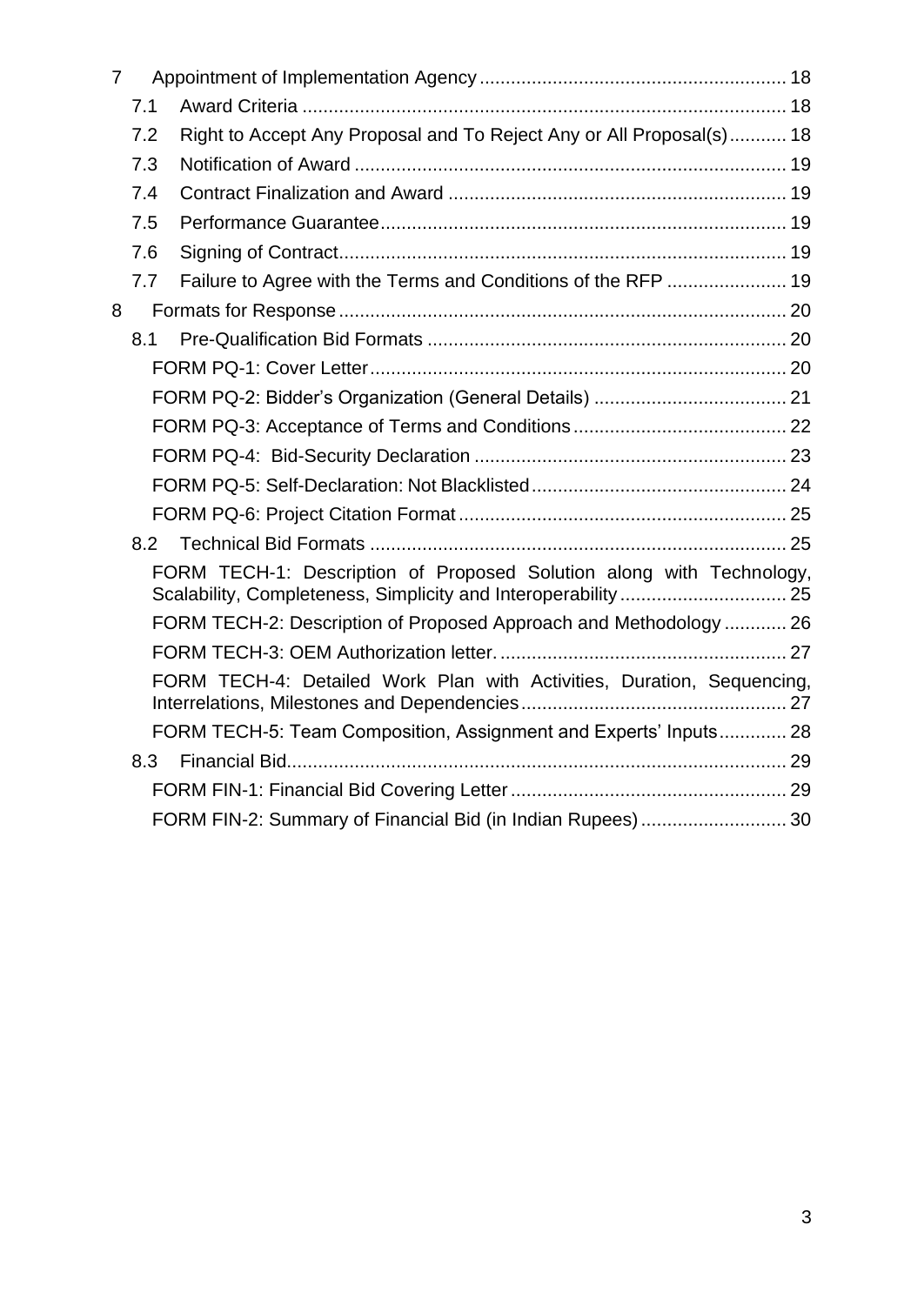- 7 Appointment of Implementation Agency .......... 18
  - 7.1 Award Criteria .......... 18
  - 7.2 Right to Accept Any Proposal and To Reject Any or All Proposal(s) .......... 18
  - 7.3 Notification of Award .......... 19
  - 7.4 Contract Finalization and Award .......... 19
  - 7.5 Performance Guarantee .......... 19
  - 7.6 Signing of Contract .......... 19
  - 7.7 Failure to Agree with the Terms and Conditions of the RFP .......... 19
- 8 Formats for Response .......... 20
  - 8.1 Pre-Qualification Bid Formats .......... 20
    - FORM PQ-1: Cover Letter .......... 20
    - FORM PQ-2: Bidder's Organization (General Details) .......... 21
    - FORM PQ-3: Acceptance of Terms and Conditions .......... 22
    - FORM PQ-4: Bid-Security Declaration .......... 23
    - FORM PQ-5: Self-Declaration: Not Blacklisted .......... 24
    - FORM PQ-6: Project Citation Format .......... 25
  - 8.2 Technical Bid Formats .......... 25
    - FORM TECH-1: Description of Proposed Solution along with Technology, Scalability, Completeness, Simplicity and Interoperability .......... 25
    - FORM TECH-2: Description of Proposed Approach and Methodology .......... 26
    - FORM TECH-3: OEM Authorization letter. .......... 27
    - FORM TECH-4: Detailed Work Plan with Activities, Duration, Sequencing, Interrelations, Milestones and Dependencies .......... 27
    - FORM TECH-5: Team Composition, Assignment and Experts' Inputs .......... 28
  - 8.3 Financial Bid .......... 29
    - FORM FIN-1: Financial Bid Covering Letter .......... 29
    - FORM FIN-2: Summary of Financial Bid (in Indian Rupees) .......... 30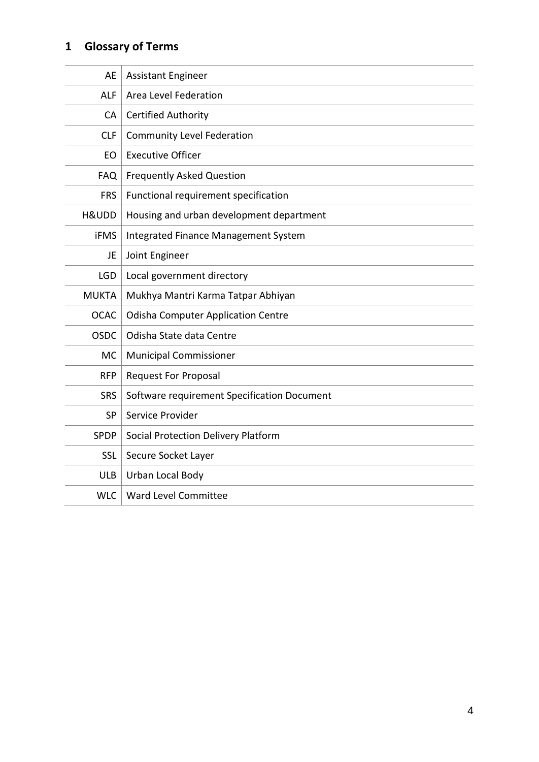# 1 Glossary of Terms

| | |
|---|---|
| AE | Assistant Engineer |
| ALF | Area Level Federation |
| CA | Certified Authority |
| CLF | Community Level Federation |
| EO | Executive Officer |
| FAQ | Frequently Asked Question |
| FRS | Functional requirement specification |
| H&UDD | Housing and urban development department |
| iFMS | Integrated Finance Management System |
| JE | Joint Engineer |
| LGD | Local government directory |
| MUKTA | Mukhya Mantri Karma Tatpar Abhiyan |
| OCAC | Odisha Computer Application Centre |
| OSDC | Odisha State data Centre |
| MC | Municipal Commissioner |
| RFP | Request For Proposal |
| SRS | Software requirement Specification Document |
| SP | Service Provider |
| SPDP | Social Protection Delivery Platform |
| SSL | Secure Socket Layer |
| ULB | Urban Local Body |
| WLC | Ward Level Committee |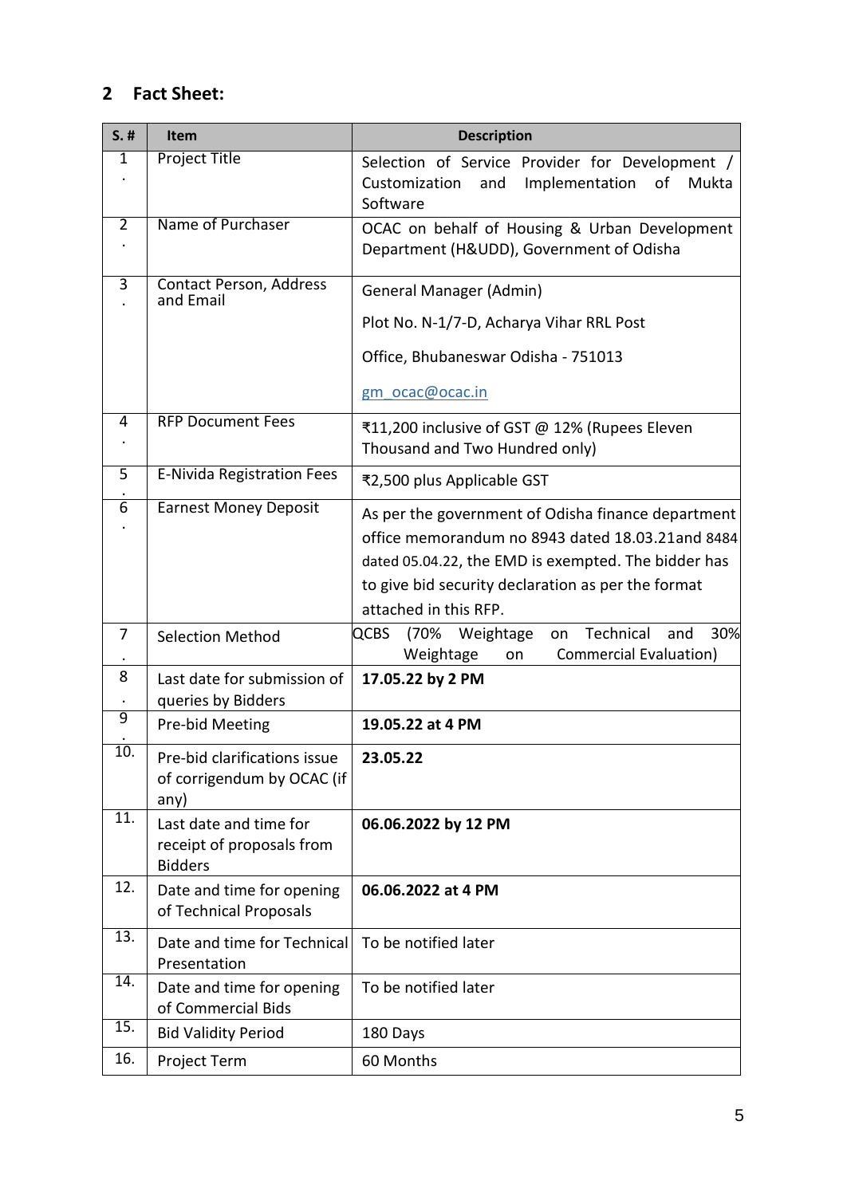## 2 Fact Sheet:

| S. # | Item | Description |
|---|---|---|
| 1. | Project Title | Selection of Service Provider for Development / Customization and Implementation of Mukta Software |
| 2. | Name of Purchaser | OCAC on behalf of Housing & Urban Development Department (H&UDD), Government of Odisha |
| 3. | Contact Person, Address and Email | General Manager (Admin)<br>Plot No. N-1/7-D, Acharya Vihar RRL Post<br>Office, Bhubaneswar Odisha - 751013<br>gm_ocac@ocac.in |
| 4. | RFP Document Fees | ₹11,200 inclusive of GST @ 12% (Rupees Eleven Thousand and Two Hundred only) |
| 5. | E-Nivida Registration Fees | ₹2,500 plus Applicable GST |
| 6. | Earnest Money Deposit | As per the government of Odisha finance department office memorandum no 8943 dated 18.03.21and 8484 dated 05.04.22, the EMD is exempted. The bidder has to give bid security declaration as per the format attached in this RFP. |
| 7. | Selection Method | QCBS (70% Weightage on Technical and 30% Weightage on Commercial Evaluation) |
| 8. | Last date for submission of queries by Bidders | **17.05.22 by 2 PM** |
| 9. | Pre-bid Meeting | **19.05.22 at 4 PM** |
| 10. | Pre-bid clarifications issue of corrigendum by OCAC (if any) | **23.05.22** |
| 11. | Last date and time for receipt of proposals from Bidders | **06.06.2022 by 12 PM** |
| 12. | Date and time for opening of Technical Proposals | **06.06.2022 at 4 PM** |
| 13. | Date and time for Technical Presentation | To be notified later |
| 14. | Date and time for opening of Commercial Bids | To be notified later |
| 15. | Bid Validity Period | 180 Days |
| 16. | Project Term | 60 Months |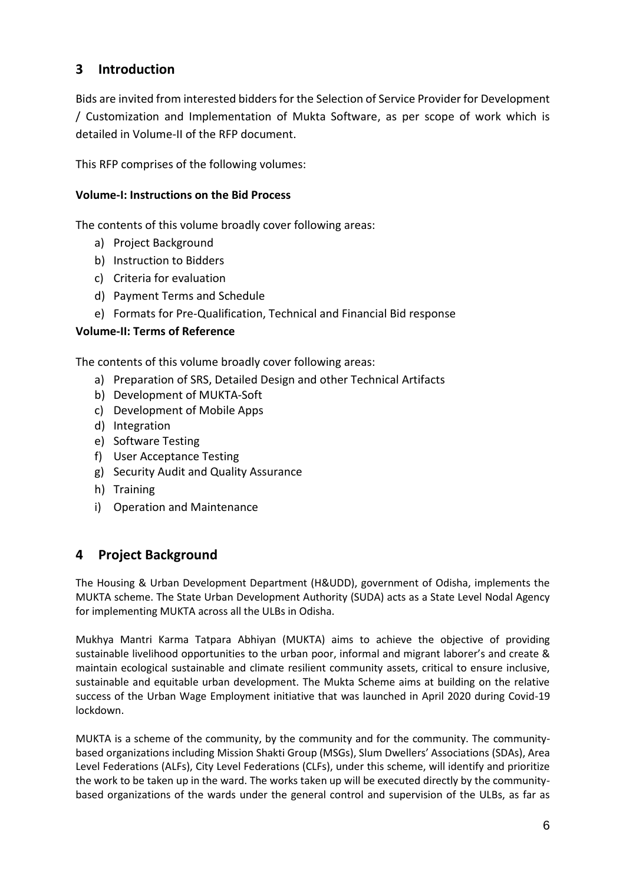## 3 Introduction

Bids are invited from interested bidders for the Selection of Service Provider for Development / Customization and Implementation of Mukta Software, as per scope of work which is detailed in Volume-II of the RFP document.

This RFP comprises of the following volumes:

**Volume-I: Instructions on the Bid Process**

The contents of this volume broadly cover following areas:

a) Project Background
b) Instruction to Bidders
c) Criteria for evaluation
d) Payment Terms and Schedule
e) Formats for Pre-Qualification, Technical and Financial Bid response

**Volume-II: Terms of Reference**

The contents of this volume broadly cover following areas:

a) Preparation of SRS, Detailed Design and other Technical Artifacts
b) Development of MUKTA-Soft
c) Development of Mobile Apps
d) Integration
e) Software Testing
f) User Acceptance Testing
g) Security Audit and Quality Assurance
h) Training
i) Operation and Maintenance

## 4 Project Background

The Housing & Urban Development Department (H&UDD), government of Odisha, implements the MUKTA scheme. The State Urban Development Authority (SUDA) acts as a State Level Nodal Agency for implementing MUKTA across all the ULBs in Odisha.

Mukhya Mantri Karma Tatpara Abhiyan (MUKTA) aims to achieve the objective of providing sustainable livelihood opportunities to the urban poor, informal and migrant laborer's and create & maintain ecological sustainable and climate resilient community assets, critical to ensure inclusive, sustainable and equitable urban development. The Mukta Scheme aims at building on the relative success of the Urban Wage Employment initiative that was launched in April 2020 during Covid-19 lockdown.

MUKTA is a scheme of the community, by the community and for the community. The community-based organizations including Mission Shakti Group (MSGs), Slum Dwellers' Associations (SDAs), Area Level Federations (ALFs), City Level Federations (CLFs), under this scheme, will identify and prioritize the work to be taken up in the ward. The works taken up will be executed directly by the community-based organizations of the wards under the general control and supervision of the ULBs, as far as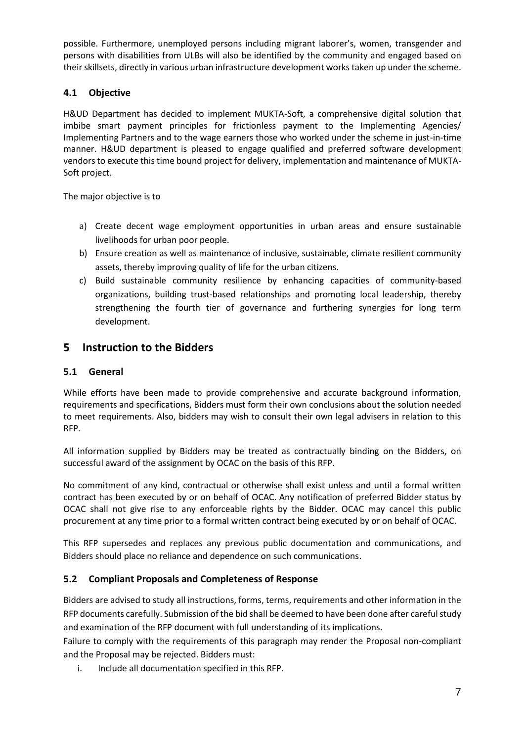possible. Furthermore, unemployed persons including migrant laborer's, women, transgender and persons with disabilities from ULBs will also be identified by the community and engaged based on their skillsets, directly in various urban infrastructure development works taken up under the scheme.

### 4.1 Objective

H&UD Department has decided to implement MUKTA-Soft, a comprehensive digital solution that imbibe smart payment principles for frictionless payment to the Implementing Agencies/ Implementing Partners and to the wage earners those who worked under the scheme in just-in-time manner. H&UD department is pleased to engage qualified and preferred software development vendors to execute this time bound project for delivery, implementation and maintenance of MUKTA-Soft project.

The major objective is to

a) Create decent wage employment opportunities in urban areas and ensure sustainable livelihoods for urban poor people.
b) Ensure creation as well as maintenance of inclusive, sustainable, climate resilient community assets, thereby improving quality of life for the urban citizens.
c) Build sustainable community resilience by enhancing capacities of community-based organizations, building trust-based relationships and promoting local leadership, thereby strengthening the fourth tier of governance and furthering synergies for long term development.

## 5 Instruction to the Bidders

### 5.1 General

While efforts have been made to provide comprehensive and accurate background information, requirements and specifications, Bidders must form their own conclusions about the solution needed to meet requirements. Also, bidders may wish to consult their own legal advisers in relation to this RFP.

All information supplied by Bidders may be treated as contractually binding on the Bidders, on successful award of the assignment by OCAC on the basis of this RFP.

No commitment of any kind, contractual or otherwise shall exist unless and until a formal written contract has been executed by or on behalf of OCAC. Any notification of preferred Bidder status by OCAC shall not give rise to any enforceable rights by the Bidder. OCAC may cancel this public procurement at any time prior to a formal written contract being executed by or on behalf of OCAC.

This RFP supersedes and replaces any previous public documentation and communications, and Bidders should place no reliance and dependence on such communications.

### 5.2 Compliant Proposals and Completeness of Response

Bidders are advised to study all instructions, forms, terms, requirements and other information in the RFP documents carefully. Submission of the bid shall be deemed to have been done after careful study and examination of the RFP document with full understanding of its implications.

Failure to comply with the requirements of this paragraph may render the Proposal non-compliant and the Proposal may be rejected. Bidders must:

i. Include all documentation specified in this RFP.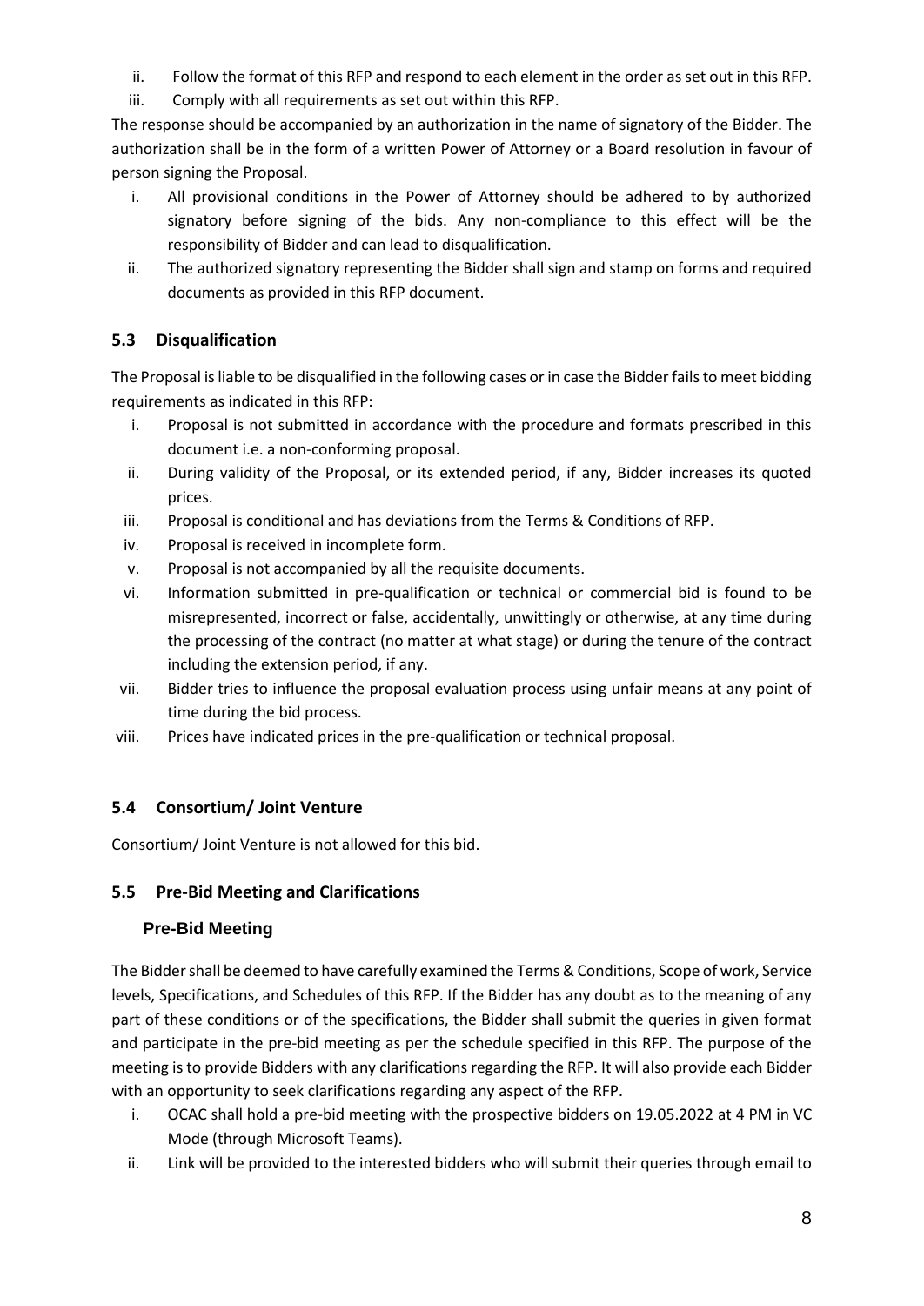ii. Follow the format of this RFP and respond to each element in the order as set out in this RFP.
iii. Comply with all requirements as set out within this RFP.

The response should be accompanied by an authorization in the name of signatory of the Bidder. The authorization shall be in the form of a written Power of Attorney or a Board resolution in favour of person signing the Proposal.

i. All provisional conditions in the Power of Attorney should be adhered to by authorized signatory before signing of the bids. Any non-compliance to this effect will be the responsibility of Bidder and can lead to disqualification.
ii. The authorized signatory representing the Bidder shall sign and stamp on forms and required documents as provided in this RFP document.

### 5.3 Disqualification

The Proposal is liable to be disqualified in the following cases or in case the Bidder fails to meet bidding requirements as indicated in this RFP:

i. Proposal is not submitted in accordance with the procedure and formats prescribed in this document i.e. a non-conforming proposal.
ii. During validity of the Proposal, or its extended period, if any, Bidder increases its quoted prices.
iii. Proposal is conditional and has deviations from the Terms & Conditions of RFP.
iv. Proposal is received in incomplete form.
v. Proposal is not accompanied by all the requisite documents.
vi. Information submitted in pre-qualification or technical or commercial bid is found to be misrepresented, incorrect or false, accidentally, unwittingly or otherwise, at any time during the processing of the contract (no matter at what stage) or during the tenure of the contract including the extension period, if any.
vii. Bidder tries to influence the proposal evaluation process using unfair means at any point of time during the bid process.
viii. Prices have indicated prices in the pre-qualification or technical proposal.

### 5.4 Consortium/ Joint Venture

Consortium/ Joint Venture is not allowed for this bid.

### 5.5 Pre-Bid Meeting and Clarifications

#### Pre-Bid Meeting

The Bidder shall be deemed to have carefully examined the Terms & Conditions, Scope of work, Service levels, Specifications, and Schedules of this RFP. If the Bidder has any doubt as to the meaning of any part of these conditions or of the specifications, the Bidder shall submit the queries in given format and participate in the pre-bid meeting as per the schedule specified in this RFP. The purpose of the meeting is to provide Bidders with any clarifications regarding the RFP. It will also provide each Bidder with an opportunity to seek clarifications regarding any aspect of the RFP.

i. OCAC shall hold a pre-bid meeting with the prospective bidders on 19.05.2022 at 4 PM in VC Mode (through Microsoft Teams).
ii. Link will be provided to the interested bidders who will submit their queries through email to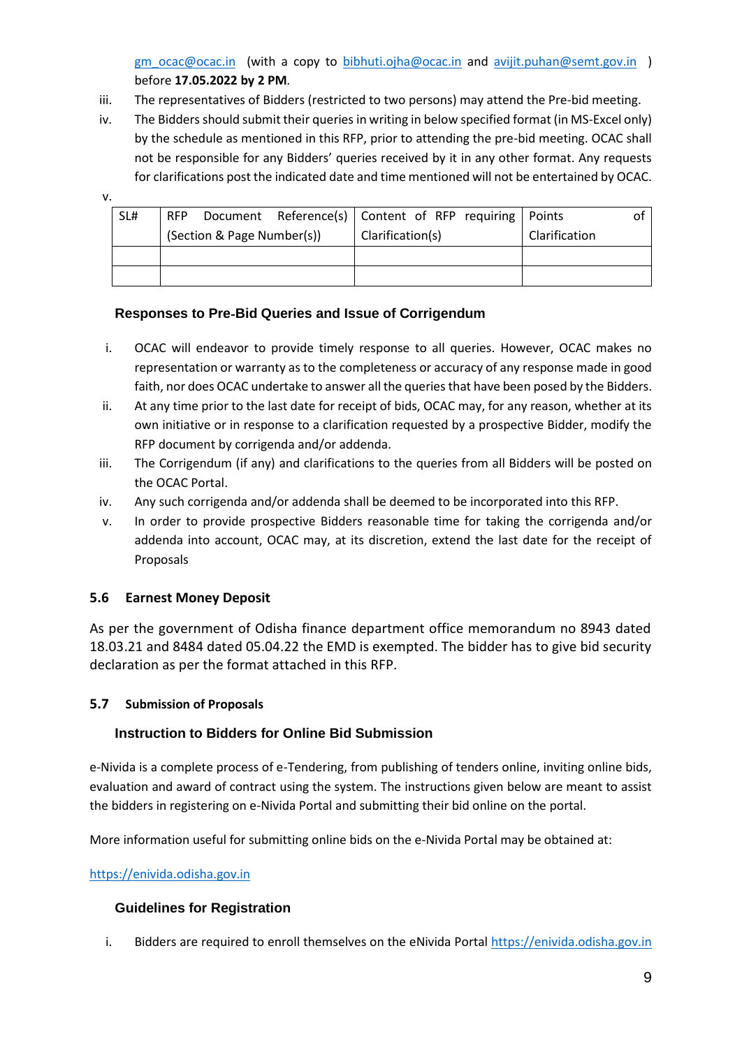gm_ocac@ocac.in (with a copy to bibhuti.ojha@ocac.in and avijit.puhan@semt.gov.in ) before **17.05.2022 by 2 PM**.

iii. The representatives of Bidders (restricted to two persons) may attend the Pre-bid meeting.

iv. The Bidders should submit their queries in writing in below specified format (in MS-Excel only) by the schedule as mentioned in this RFP, prior to attending the pre-bid meeting. OCAC shall not be responsible for any Bidders' queries received by it in any other format. Any requests for clarifications post the indicated date and time mentioned will not be entertained by OCAC.

v.

| SL# | RFP Document Reference(s) (Section & Page Number(s)) | Content of RFP requiring Clarification(s) | Points of Clarification |
|---|---|---|---|
| | | | |
| | | | |

### Responses to Pre-Bid Queries and Issue of Corrigendum

i. OCAC will endeavor to provide timely response to all queries. However, OCAC makes no representation or warranty as to the completeness or accuracy of any response made in good faith, nor does OCAC undertake to answer all the queries that have been posed by the Bidders.

ii. At any time prior to the last date for receipt of bids, OCAC may, for any reason, whether at its own initiative or in response to a clarification requested by a prospective Bidder, modify the RFP document by corrigenda and/or addenda.

iii. The Corrigendum (if any) and clarifications to the queries from all Bidders will be posted on the OCAC Portal.

iv. Any such corrigenda and/or addenda shall be deemed to be incorporated into this RFP.

v. In order to provide prospective Bidders reasonable time for taking the corrigenda and/or addenda into account, OCAC may, at its discretion, extend the last date for the receipt of Proposals

## 5.6 Earnest Money Deposit

As per the government of Odisha finance department office memorandum no 8943 dated 18.03.21 and 8484 dated 05.04.22 the EMD is exempted. The bidder has to give bid security declaration as per the format attached in this RFP.

## 5.7 Submission of Proposals

### Instruction to Bidders for Online Bid Submission

e-Nivida is a complete process of e-Tendering, from publishing of tenders online, inviting online bids, evaluation and award of contract using the system. The instructions given below are meant to assist the bidders in registering on e-Nivida Portal and submitting their bid online on the portal.

More information useful for submitting online bids on the e-Nivida Portal may be obtained at:

https://enivida.odisha.gov.in

### Guidelines for Registration

i. Bidders are required to enroll themselves on the eNivida Portal https://enivida.odisha.gov.in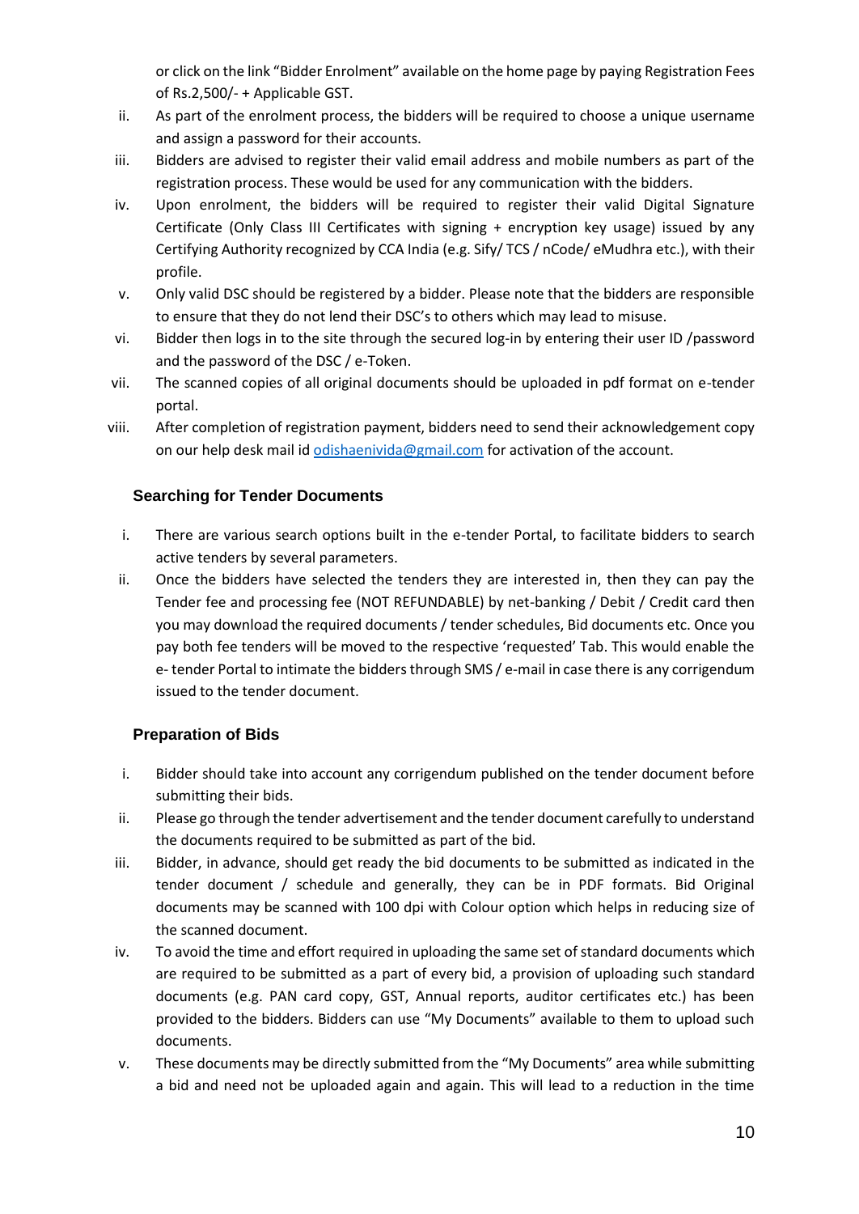or click on the link "Bidder Enrolment" available on the home page by paying Registration Fees of Rs.2,500/- + Applicable GST.

ii. As part of the enrolment process, the bidders will be required to choose a unique username and assign a password for their accounts.

iii. Bidders are advised to register their valid email address and mobile numbers as part of the registration process. These would be used for any communication with the bidders.

iv. Upon enrolment, the bidders will be required to register their valid Digital Signature Certificate (Only Class III Certificates with signing + encryption key usage) issued by any Certifying Authority recognized by CCA India (e.g. Sify/ TCS / nCode/ eMudhra etc.), with their profile.

v. Only valid DSC should be registered by a bidder. Please note that the bidders are responsible to ensure that they do not lend their DSC's to others which may lead to misuse.

vi. Bidder then logs in to the site through the secured log-in by entering their user ID /password and the password of the DSC / e-Token.

vii. The scanned copies of all original documents should be uploaded in pdf format on e-tender portal.

viii. After completion of registration payment, bidders need to send their acknowledgement copy on our help desk mail id odishaenivida@gmail.com for activation of the account.

### Searching for Tender Documents

i. There are various search options built in the e-tender Portal, to facilitate bidders to search active tenders by several parameters.

ii. Once the bidders have selected the tenders they are interested in, then they can pay the Tender fee and processing fee (NOT REFUNDABLE) by net-banking / Debit / Credit card then you may download the required documents / tender schedules, Bid documents etc. Once you pay both fee tenders will be moved to the respective 'requested' Tab. This would enable the e- tender Portal to intimate the bidders through SMS / e-mail in case there is any corrigendum issued to the tender document.

### Preparation of Bids

i. Bidder should take into account any corrigendum published on the tender document before submitting their bids.

ii. Please go through the tender advertisement and the tender document carefully to understand the documents required to be submitted as part of the bid.

iii. Bidder, in advance, should get ready the bid documents to be submitted as indicated in the tender document / schedule and generally, they can be in PDF formats. Bid Original documents may be scanned with 100 dpi with Colour option which helps in reducing size of the scanned document.

iv. To avoid the time and effort required in uploading the same set of standard documents which are required to be submitted as a part of every bid, a provision of uploading such standard documents (e.g. PAN card copy, GST, Annual reports, auditor certificates etc.) has been provided to the bidders. Bidders can use "My Documents" available to them to upload such documents.

v. These documents may be directly submitted from the "My Documents" area while submitting a bid and need not be uploaded again and again. This will lead to a reduction in the time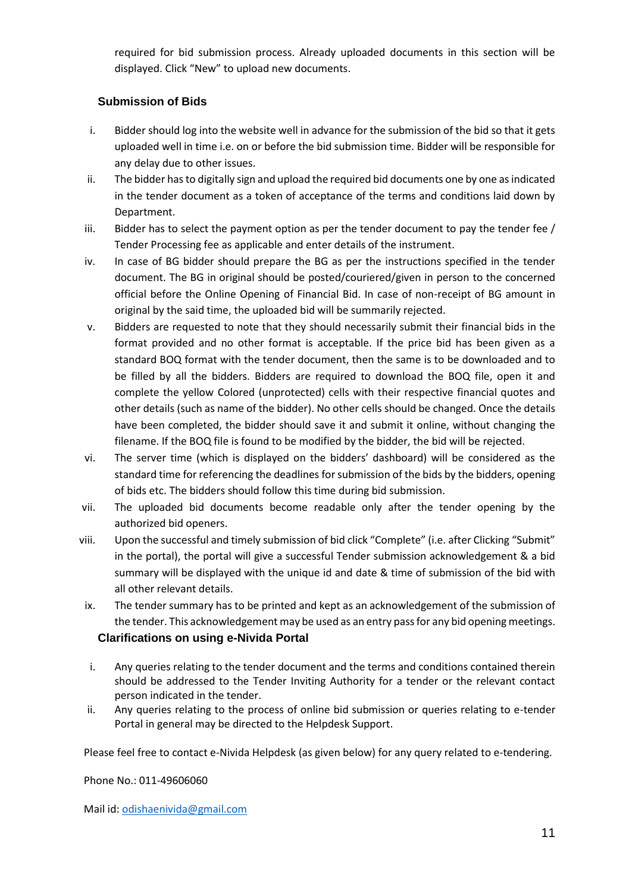required for bid submission process. Already uploaded documents in this section will be displayed. Click "New" to upload new documents.

### Submission of Bids

i. Bidder should log into the website well in advance for the submission of the bid so that it gets uploaded well in time i.e. on or before the bid submission time. Bidder will be responsible for any delay due to other issues.
ii. The bidder has to digitally sign and upload the required bid documents one by one as indicated in the tender document as a token of acceptance of the terms and conditions laid down by Department.
iii. Bidder has to select the payment option as per the tender document to pay the tender fee / Tender Processing fee as applicable and enter details of the instrument.
iv. In case of BG bidder should prepare the BG as per the instructions specified in the tender document. The BG in original should be posted/couriered/given in person to the concerned official before the Online Opening of Financial Bid. In case of non-receipt of BG amount in original by the said time, the uploaded bid will be summarily rejected.
v. Bidders are requested to note that they should necessarily submit their financial bids in the format provided and no other format is acceptable. If the price bid has been given as a standard BOQ format with the tender document, then the same is to be downloaded and to be filled by all the bidders. Bidders are required to download the BOQ file, open it and complete the yellow Colored (unprotected) cells with their respective financial quotes and other details (such as name of the bidder). No other cells should be changed. Once the details have been completed, the bidder should save it and submit it online, without changing the filename. If the BOQ file is found to be modified by the bidder, the bid will be rejected.
vi. The server time (which is displayed on the bidders' dashboard) will be considered as the standard time for referencing the deadlines for submission of the bids by the bidders, opening of bids etc. The bidders should follow this time during bid submission.
vii. The uploaded bid documents become readable only after the tender opening by the authorized bid openers.
viii. Upon the successful and timely submission of bid click "Complete" (i.e. after Clicking "Submit" in the portal), the portal will give a successful Tender submission acknowledgement & a bid summary will be displayed with the unique id and date & time of submission of the bid with all other relevant details.
ix. The tender summary has to be printed and kept as an acknowledgement of the submission of the tender. This acknowledgement may be used as an entry pass for any bid opening meetings.

### Clarifications on using e-Nivida Portal

i. Any queries relating to the tender document and the terms and conditions contained therein should be addressed to the Tender Inviting Authority for a tender or the relevant contact person indicated in the tender.
ii. Any queries relating to the process of online bid submission or queries relating to e-tender Portal in general may be directed to the Helpdesk Support.

Please feel free to contact e-Nivida Helpdesk (as given below) for any query related to e-tendering.

Phone No.: 011-49606060

Mail id: odishaenivida@gmail.com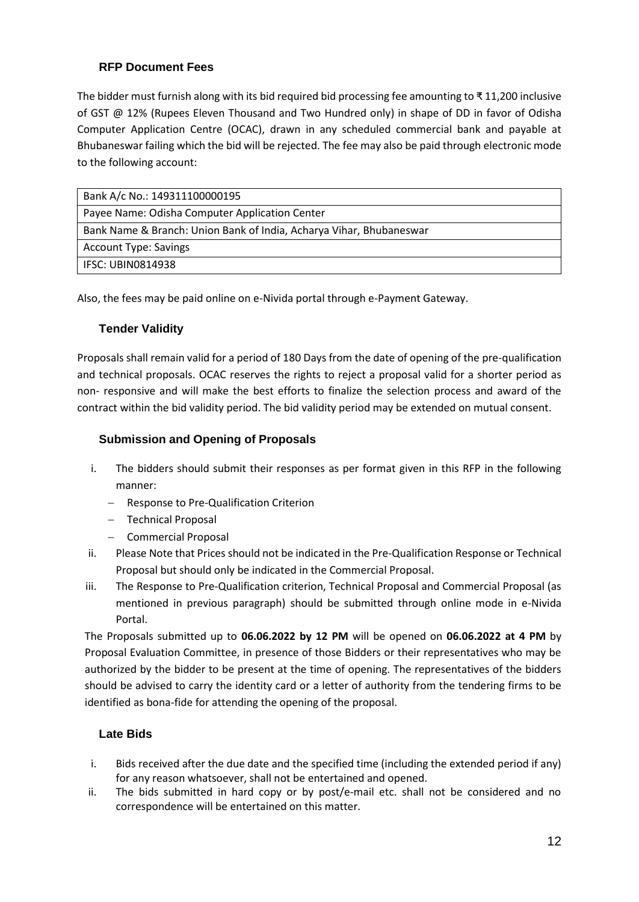### RFP Document Fees

The bidder must furnish along with its bid required bid processing fee amounting to ₹ 11,200 inclusive of GST @ 12% (Rupees Eleven Thousand and Two Hundred only) in shape of DD in favor of Odisha Computer Application Centre (OCAC), drawn in any scheduled commercial bank and payable at Bhubaneswar failing which the bid will be rejected. The fee may also be paid through electronic mode to the following account:

| Bank A/c No.: 149311100000195 |
|---|
| Payee Name: Odisha Computer Application Center |
| Bank Name & Branch: Union Bank of India, Acharya Vihar, Bhubaneswar |
| Account Type: Savings |
| IFSC: UBIN0814938 |

Also, the fees may be paid online on e-Nivida portal through e-Payment Gateway.

### Tender Validity

Proposals shall remain valid for a period of 180 Days from the date of opening of the pre-qualification and technical proposals. OCAC reserves the rights to reject a proposal valid for a shorter period as non- responsive and will make the best efforts to finalize the selection process and award of the contract within the bid validity period. The bid validity period may be extended on mutual consent.

### Submission and Opening of Proposals

i. The bidders should submit their responses as per format given in this RFP in the following manner:
   - Response to Pre-Qualification Criterion
   - Technical Proposal
   - Commercial Proposal
ii. Please Note that Prices should not be indicated in the Pre-Qualification Response or Technical Proposal but should only be indicated in the Commercial Proposal.
iii. The Response to Pre-Qualification criterion, Technical Proposal and Commercial Proposal (as mentioned in previous paragraph) should be submitted through online mode in e-Nivida Portal.

The Proposals submitted up to **06.06.2022 by 12 PM** will be opened on **06.06.2022 at 4 PM** by Proposal Evaluation Committee, in presence of those Bidders or their representatives who may be authorized by the bidder to be present at the time of opening. The representatives of the bidders should be advised to carry the identity card or a letter of authority from the tendering firms to be identified as bona-fide for attending the opening of the proposal.

### Late Bids

i. Bids received after the due date and the specified time (including the extended period if any) for any reason whatsoever, shall not be entertained and opened.
ii. The bids submitted in hard copy or by post/e-mail etc. shall not be considered and no correspondence will be entertained on this matter.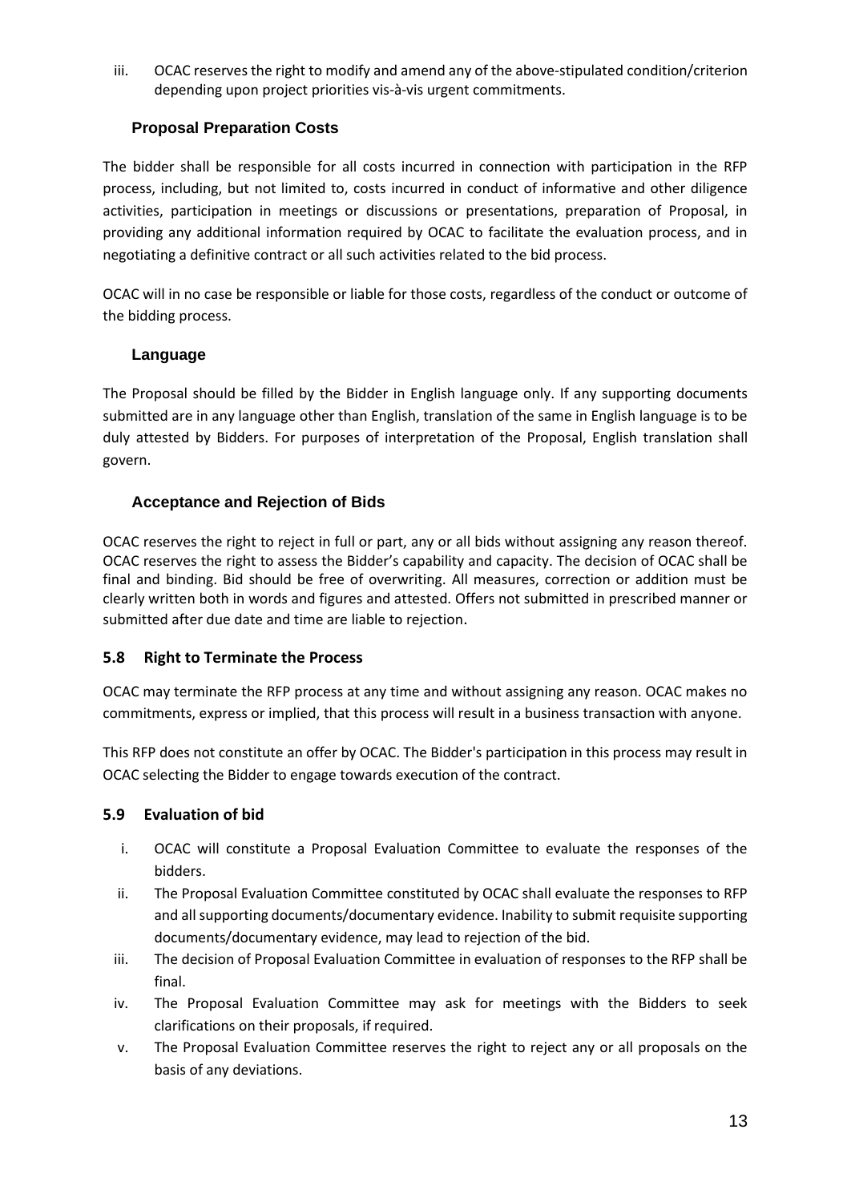iii. OCAC reserves the right to modify and amend any of the above-stipulated condition/criterion depending upon project priorities vis-à-vis urgent commitments.

### Proposal Preparation Costs

The bidder shall be responsible for all costs incurred in connection with participation in the RFP process, including, but not limited to, costs incurred in conduct of informative and other diligence activities, participation in meetings or discussions or presentations, preparation of Proposal, in providing any additional information required by OCAC to facilitate the evaluation process, and in negotiating a definitive contract or all such activities related to the bid process.

OCAC will in no case be responsible or liable for those costs, regardless of the conduct or outcome of the bidding process.

### Language

The Proposal should be filled by the Bidder in English language only. If any supporting documents submitted are in any language other than English, translation of the same in English language is to be duly attested by Bidders. For purposes of interpretation of the Proposal, English translation shall govern.

### Acceptance and Rejection of Bids

OCAC reserves the right to reject in full or part, any or all bids without assigning any reason thereof. OCAC reserves the right to assess the Bidder's capability and capacity. The decision of OCAC shall be final and binding. Bid should be free of overwriting. All measures, correction or addition must be clearly written both in words and figures and attested. Offers not submitted in prescribed manner or submitted after due date and time are liable to rejection.

### 5.8 Right to Terminate the Process

OCAC may terminate the RFP process at any time and without assigning any reason. OCAC makes no commitments, express or implied, that this process will result in a business transaction with anyone.

This RFP does not constitute an offer by OCAC. The Bidder's participation in this process may result in OCAC selecting the Bidder to engage towards execution of the contract.

### 5.9 Evaluation of bid

i. OCAC will constitute a Proposal Evaluation Committee to evaluate the responses of the bidders.
ii. The Proposal Evaluation Committee constituted by OCAC shall evaluate the responses to RFP and all supporting documents/documentary evidence. Inability to submit requisite supporting documents/documentary evidence, may lead to rejection of the bid.
iii. The decision of Proposal Evaluation Committee in evaluation of responses to the RFP shall be final.
iv. The Proposal Evaluation Committee may ask for meetings with the Bidders to seek clarifications on their proposals, if required.
v. The Proposal Evaluation Committee reserves the right to reject any or all proposals on the basis of any deviations.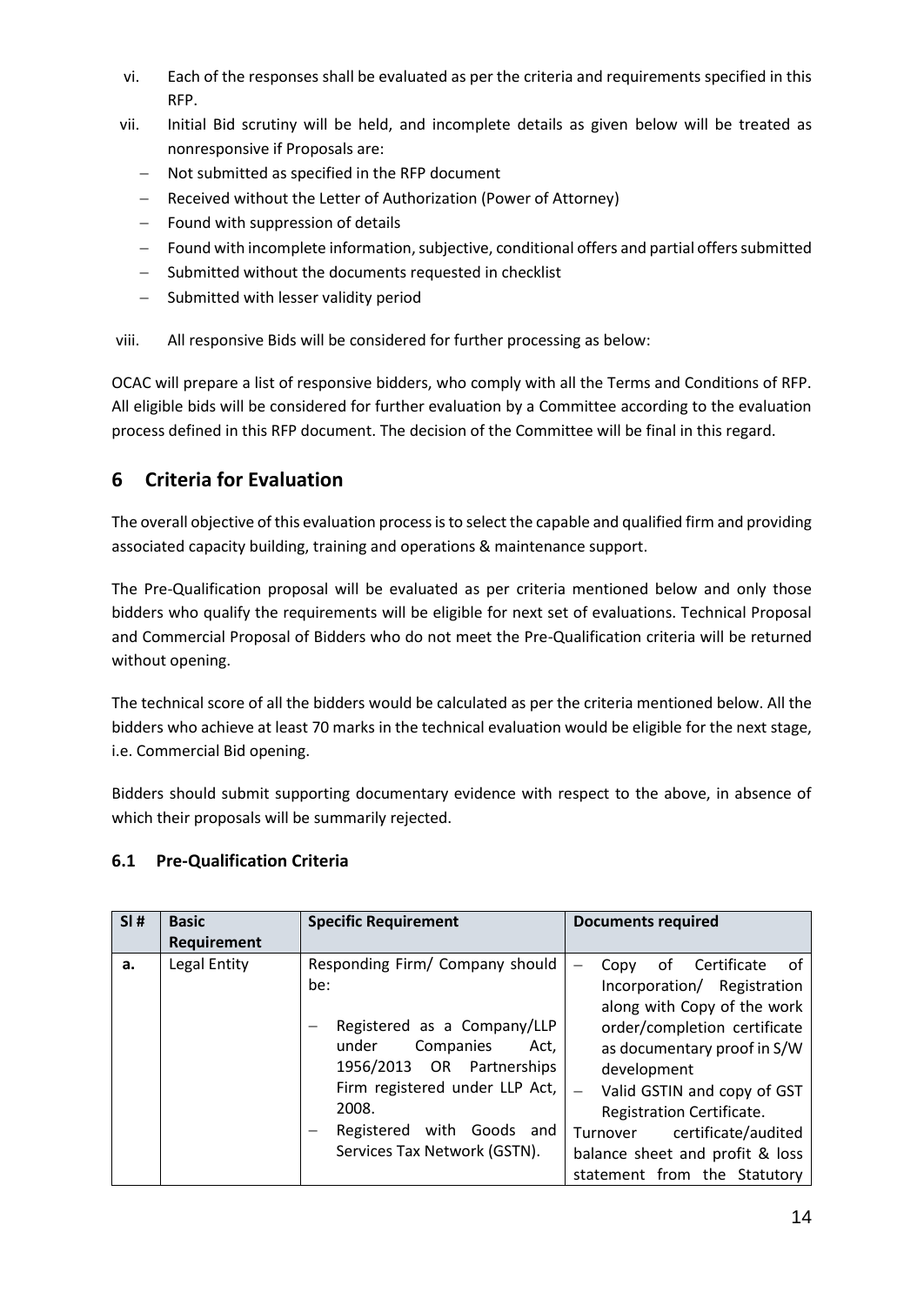vi. Each of the responses shall be evaluated as per the criteria and requirements specified in this RFP.

vii. Initial Bid scrutiny will be held, and incomplete details as given below will be treated as nonresponsive if Proposals are:

- Not submitted as specified in the RFP document
- Received without the Letter of Authorization (Power of Attorney)
- Found with suppression of details
- Found with incomplete information, subjective, conditional offers and partial offers submitted
- Submitted without the documents requested in checklist
- Submitted with lesser validity period

viii. All responsive Bids will be considered for further processing as below:

OCAC will prepare a list of responsive bidders, who comply with all the Terms and Conditions of RFP. All eligible bids will be considered for further evaluation by a Committee according to the evaluation process defined in this RFP document. The decision of the Committee will be final in this regard.

# 6 Criteria for Evaluation

The overall objective of this evaluation process is to select the capable and qualified firm and providing associated capacity building, training and operations & maintenance support.

The Pre-Qualification proposal will be evaluated as per criteria mentioned below and only those bidders who qualify the requirements will be eligible for next set of evaluations. Technical Proposal and Commercial Proposal of Bidders who do not meet the Pre-Qualification criteria will be returned without opening.

The technical score of all the bidders would be calculated as per the criteria mentioned below. All the bidders who achieve at least 70 marks in the technical evaluation would be eligible for the next stage, i.e. Commercial Bid opening.

Bidders should submit supporting documentary evidence with respect to the above, in absence of which their proposals will be summarily rejected.

## 6.1 Pre-Qualification Criteria

| Sl # | Basic Requirement | Specific Requirement | Documents required |
|---|---|---|---|
| **a.** | Legal Entity | Responding Firm/ Company should be:<br>– Registered as a Company/LLP under Companies Act, 1956/2013 OR Partnerships Firm registered under LLP Act, 2008.<br>– Registered with Goods and Services Tax Network (GSTN). | – Copy of Certificate of Incorporation/ Registration along with Copy of the work order/completion certificate as documentary proof in S/W development<br>– Valid GSTIN and copy of GST Registration Certificate.<br>Turnover certificate/audited balance sheet and profit & loss statement from the Statutory |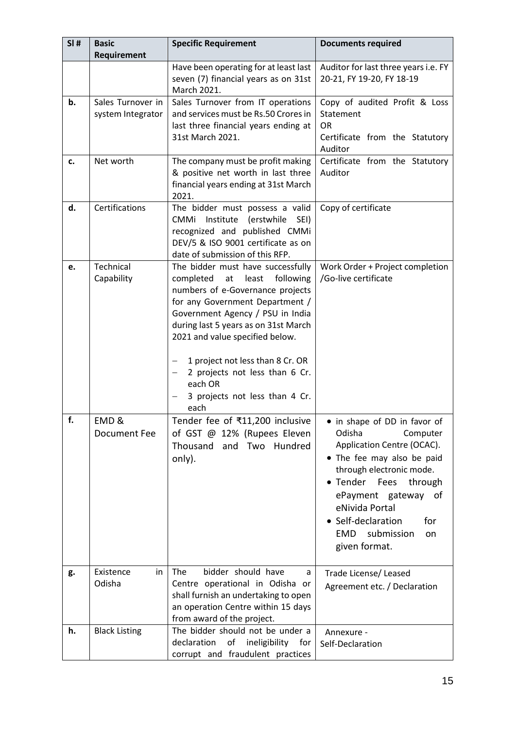| Sl # | Basic Requirement | Specific Requirement | Documents required |
|---|---|---|---|
| | | Have been operating for at least last seven (7) financial years as on 31st March 2021. | Auditor for last three years i.e. FY 20-21, FY 19-20, FY 18-19 |
| **b.** | Sales Turnover in system Integrator | Sales Turnover from IT operations and services must be Rs.50 Crores in last three financial years ending at 31st March 2021. | Copy of audited Profit & Loss Statement<br>OR<br>Certificate from the Statutory Auditor |
| **c.** | Net worth | The company must be profit making & positive net worth in last three financial years ending at 31st March 2021. | Certificate from the Statutory Auditor |
| **d.** | Certifications | The bidder must possess a valid CMMi Institute (erstwhile SEI) recognized and published CMMi DEV/5 & ISO 9001 certificate as on date of submission of this RFP. | Copy of certificate |
| **e.** | Technical Capability | The bidder must have successfully completed at least following numbers of e-Governance projects for any Government Department / Government Agency / PSU in India during last 5 years as on 31st March 2021 and value specified below.<br><br>– 1 project not less than 8 Cr. OR<br>– 2 projects not less than 6 Cr. each OR<br>– 3 projects not less than 4 Cr. each | Work Order + Project completion /Go-live certificate |
| **f.** | EMD & Document Fee | Tender fee of ₹11,200 inclusive of GST @ 12% (Rupees Eleven Thousand and Two Hundred only). | • in shape of DD in favor of Odisha Computer Application Centre (OCAC).<br>• The fee may also be paid through electronic mode.<br>• Tender Fees through ePayment gateway of eNivida Portal<br>• Self-declaration for EMD submission on given format. |
| **g.** | Existence in Odisha | The bidder should have a Centre operational in Odisha or shall furnish an undertaking to open an operation Centre within 15 days from award of the project. | Trade License/ Leased Agreement etc. / Declaration |
| **h.** | Black Listing | The bidder should not be under a declaration of ineligibility for corrupt and fraudulent practices | Annexure - Self-Declaration |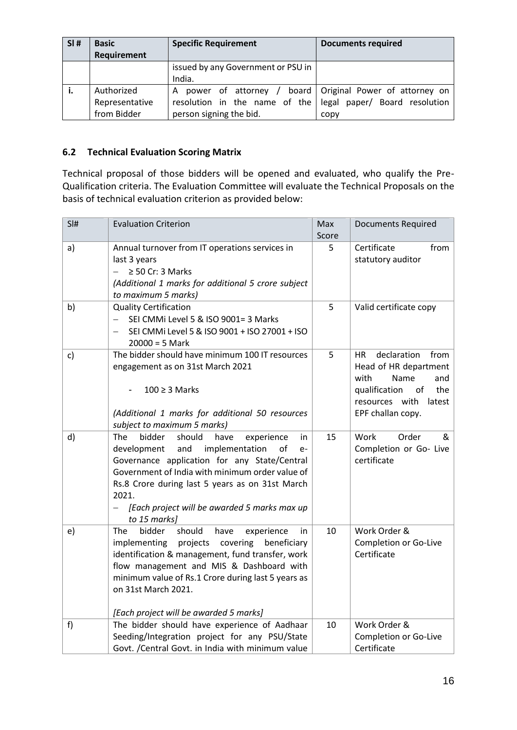| Sl # | Basic Requirement | Specific Requirement | Documents required |
|---|---|---|---|
| | | issued by any Government or PSU in India. | |
| i. | Authorized Representative from Bidder | A power of attorney / board resolution in the name of the person signing the bid. | Original Power of attorney on legal paper/ Board resolution copy |

### 6.2 Technical Evaluation Scoring Matrix

Technical proposal of those bidders will be opened and evaluated, who qualify the Pre-Qualification criteria. The Evaluation Committee will evaluate the Technical Proposals on the basis of technical evaluation criterion as provided below:

| Sl# | Evaluation Criterion | Max Score | Documents Required |
|---|---|---|---|
| a) | Annual turnover from IT operations services in last 3 years<br>– ≥ 50 Cr: 3 Marks<br>*(Additional 1 marks for additional 5 crore subject to maximum 5 marks)* | 5 | Certificate from statutory auditor |
| b) | Quality Certification<br>– SEI CMMi Level 5 & ISO 9001= 3 Marks<br>– SEI CMMi Level 5 & ISO 9001 + ISO 27001 + ISO 20000 = 5 Mark | 5 | Valid certificate copy |
| c) | The bidder should have minimum 100 IT resources engagement as on 31st March 2021<br>- 100 ≥ 3 Marks<br>*(Additional 1 marks for additional 50 resources subject to maximum 5 marks)* | 5 | HR declaration from Head of HR department with Name and qualification of the resources with latest EPF challan copy. |
| d) | The bidder should have experience in development and implementation of e-Governance application for any State/Central Government of India with minimum order value of Rs.8 Crore during last 5 years as on 31st March 2021.<br>– *[Each project will be awarded 5 marks max up to 15 marks]* | 15 | Work Order & Completion or Go- Live certificate |
| e) | The bidder should have experience in implementing projects covering beneficiary identification & management, fund transfer, work flow management and MIS & Dashboard with minimum value of Rs.1 Crore during last 5 years as on 31st March 2021.<br>*[Each project will be awarded 5 marks]* | 10 | Work Order & Completion or Go-Live Certificate |
| f) | The bidder should have experience of Aadhaar Seeding/Integration project for any PSU/State Govt. /Central Govt. in India with minimum value | 10 | Work Order & Completion or Go-Live Certificate |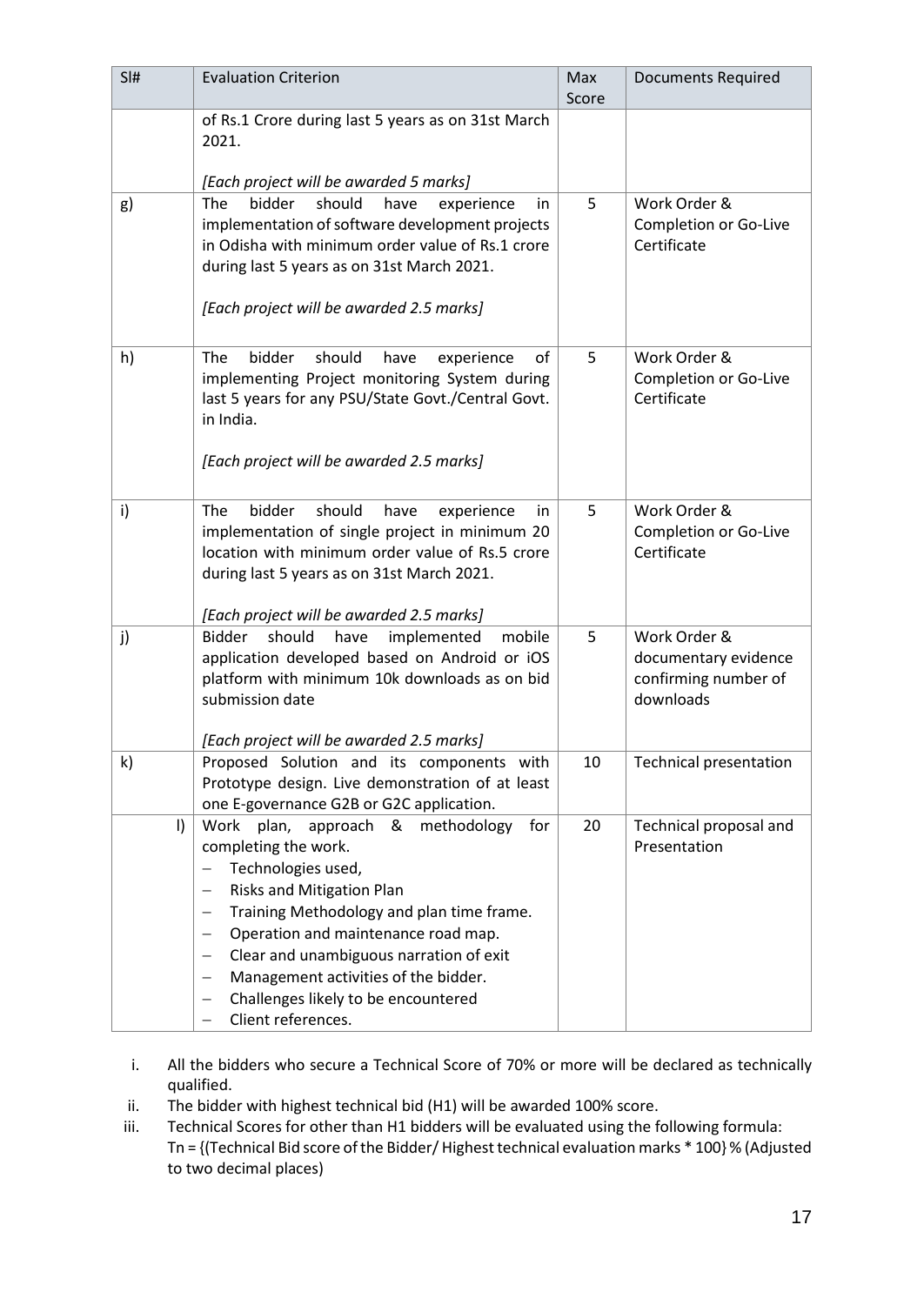| Sl# | Evaluation Criterion | Max Score | Documents Required |
|---|---|---|---|
| | of Rs.1 Crore during last 5 years as on 31st March 2021.<br><br>*[Each project will be awarded 5 marks]* | | |
| g) | The bidder should have experience in implementation of software development projects in Odisha with minimum order value of Rs.1 crore during last 5 years as on 31st March 2021.<br><br>*[Each project will be awarded 2.5 marks]* | 5 | Work Order & Completion or Go-Live Certificate |
| h) | The bidder should have experience of implementing Project monitoring System during last 5 years for any PSU/State Govt./Central Govt. in India.<br><br>*[Each project will be awarded 2.5 marks]* | 5 | Work Order & Completion or Go-Live Certificate |
| i) | The bidder should have experience in implementation of single project in minimum 20 location with minimum order value of Rs.5 crore during last 5 years as on 31st March 2021.<br><br>*[Each project will be awarded 2.5 marks]* | 5 | Work Order & Completion or Go-Live Certificate |
| j) | Bidder should have implemented mobile application developed based on Android or iOS platform with minimum 10k downloads as on bid submission date<br><br>*[Each project will be awarded 2.5 marks]* | 5 | Work Order & documentary evidence confirming number of downloads |
| k) | Proposed Solution and its components with Prototype design. Live demonstration of at least one E-governance G2B or G2C application. | 10 | Technical presentation |
| l) | Work plan, approach & methodology for completing the work.<br>– Technologies used,<br>– Risks and Mitigation Plan<br>– Training Methodology and plan time frame.<br>– Operation and maintenance road map.<br>– Clear and unambiguous narration of exit<br>– Management activities of the bidder.<br>– Challenges likely to be encountered<br>– Client references. | 20 | Technical proposal and Presentation |

i. All the bidders who secure a Technical Score of 70% or more will be declared as technically qualified.

ii. The bidder with highest technical bid (H1) will be awarded 100% score.

iii. Technical Scores for other than H1 bidders will be evaluated using the following formula: Tn = {(Technical Bid score of the Bidder/ Highest technical evaluation marks * 100} % (Adjusted to two decimal places)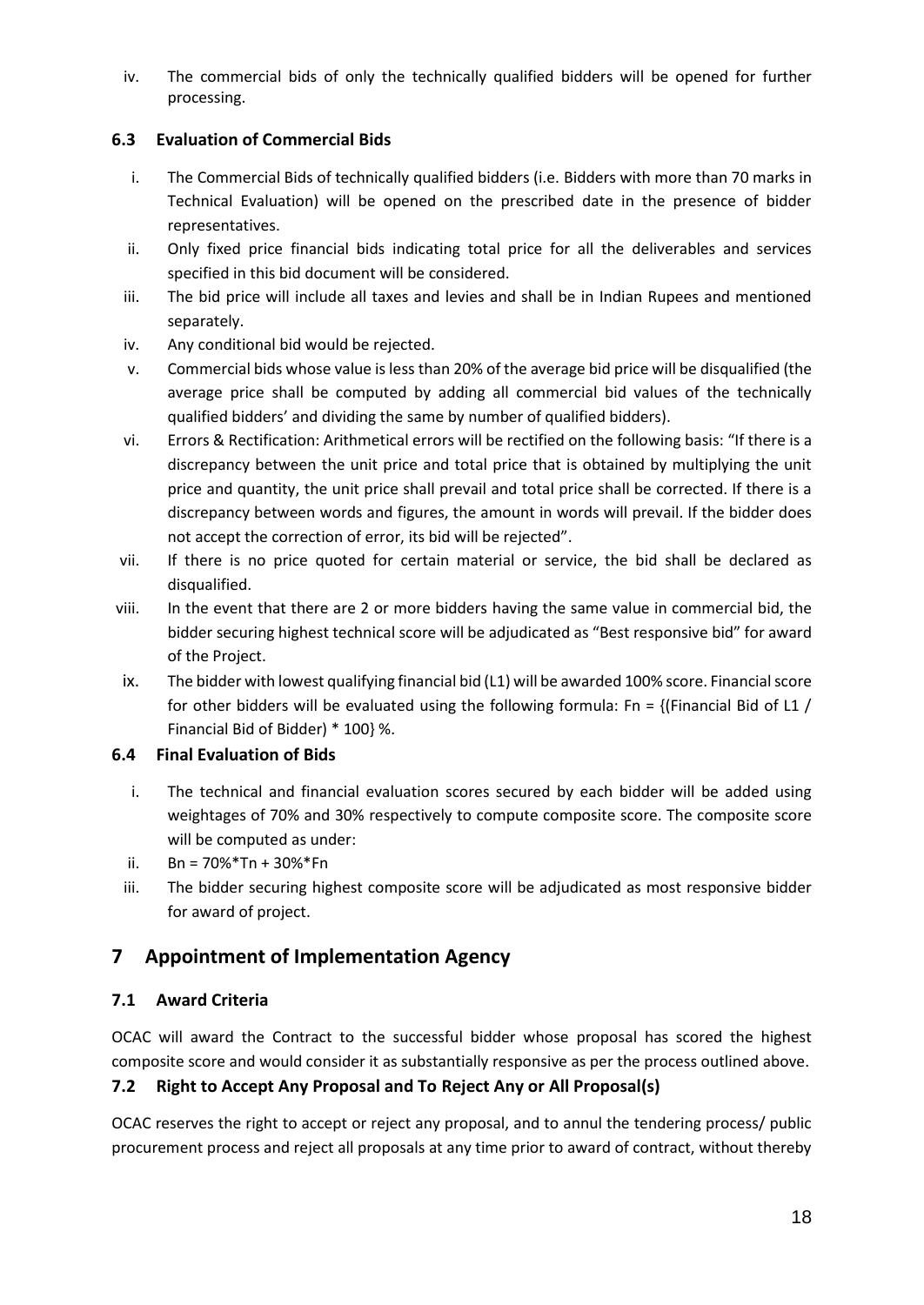iv. The commercial bids of only the technically qualified bidders will be opened for further processing.

### 6.3 Evaluation of Commercial Bids

i. The Commercial Bids of technically qualified bidders (i.e. Bidders with more than 70 marks in Technical Evaluation) will be opened on the prescribed date in the presence of bidder representatives.
ii. Only fixed price financial bids indicating total price for all the deliverables and services specified in this bid document will be considered.
iii. The bid price will include all taxes and levies and shall be in Indian Rupees and mentioned separately.
iv. Any conditional bid would be rejected.
v. Commercial bids whose value is less than 20% of the average bid price will be disqualified (the average price shall be computed by adding all commercial bid values of the technically qualified bidders' and dividing the same by number of qualified bidders).
vi. Errors & Rectification: Arithmetical errors will be rectified on the following basis: "If there is a discrepancy between the unit price and total price that is obtained by multiplying the unit price and quantity, the unit price shall prevail and total price shall be corrected. If there is a discrepancy between words and figures, the amount in words will prevail. If the bidder does not accept the correction of error, its bid will be rejected".
vii. If there is no price quoted for certain material or service, the bid shall be declared as disqualified.
viii. In the event that there are 2 or more bidders having the same value in commercial bid, the bidder securing highest technical score will be adjudicated as "Best responsive bid" for award of the Project.
ix. The bidder with lowest qualifying financial bid (L1) will be awarded 100% score. Financial score for other bidders will be evaluated using the following formula: $F_n = \{(\text{Financial Bid of L1} / \text{Financial Bid of Bidder}) * 100\}$ %.

### 6.4 Final Evaluation of Bids

i. The technical and financial evaluation scores secured by each bidder will be added using weightages of 70% and 30% respectively to compute composite score. The composite score will be computed as under:
ii. $B_n = 70\% * T_n + 30\% * F_n$
iii. The bidder securing highest composite score will be adjudicated as most responsive bidder for award of project.

## 7 Appointment of Implementation Agency

### 7.1 Award Criteria

OCAC will award the Contract to the successful bidder whose proposal has scored the highest composite score and would consider it as substantially responsive as per the process outlined above.

### 7.2 Right to Accept Any Proposal and To Reject Any or All Proposal(s)

OCAC reserves the right to accept or reject any proposal, and to annul the tendering process/ public procurement process and reject all proposals at any time prior to award of contract, without thereby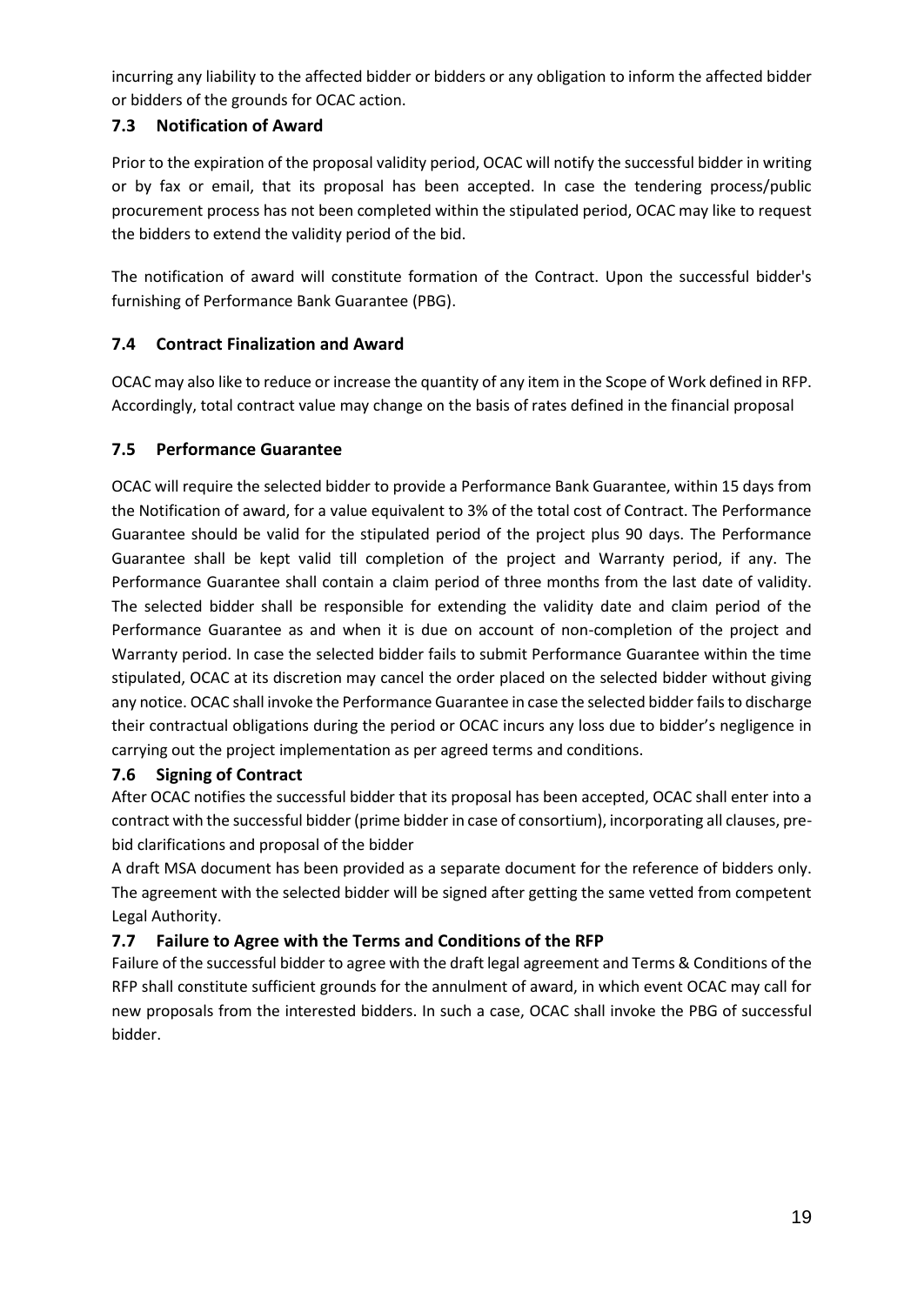incurring any liability to the affected bidder or bidders or any obligation to inform the affected bidder or bidders of the grounds for OCAC action.

### 7.3 Notification of Award

Prior to the expiration of the proposal validity period, OCAC will notify the successful bidder in writing or by fax or email, that its proposal has been accepted. In case the tendering process/public procurement process has not been completed within the stipulated period, OCAC may like to request the bidders to extend the validity period of the bid.

The notification of award will constitute formation of the Contract. Upon the successful bidder's furnishing of Performance Bank Guarantee (PBG).

### 7.4 Contract Finalization and Award

OCAC may also like to reduce or increase the quantity of any item in the Scope of Work defined in RFP. Accordingly, total contract value may change on the basis of rates defined in the financial proposal

### 7.5 Performance Guarantee

OCAC will require the selected bidder to provide a Performance Bank Guarantee, within 15 days from the Notification of award, for a value equivalent to 3% of the total cost of Contract. The Performance Guarantee should be valid for the stipulated period of the project plus 90 days. The Performance Guarantee shall be kept valid till completion of the project and Warranty period, if any. The Performance Guarantee shall contain a claim period of three months from the last date of validity. The selected bidder shall be responsible for extending the validity date and claim period of the Performance Guarantee as and when it is due on account of non-completion of the project and Warranty period. In case the selected bidder fails to submit Performance Guarantee within the time stipulated, OCAC at its discretion may cancel the order placed on the selected bidder without giving any notice. OCAC shall invoke the Performance Guarantee in case the selected bidder fails to discharge their contractual obligations during the period or OCAC incurs any loss due to bidder's negligence in carrying out the project implementation as per agreed terms and conditions.

### 7.6 Signing of Contract

After OCAC notifies the successful bidder that its proposal has been accepted, OCAC shall enter into a contract with the successful bidder (prime bidder in case of consortium), incorporating all clauses, pre-bid clarifications and proposal of the bidder

A draft MSA document has been provided as a separate document for the reference of bidders only. The agreement with the selected bidder will be signed after getting the same vetted from competent Legal Authority.

### 7.7 Failure to Agree with the Terms and Conditions of the RFP

Failure of the successful bidder to agree with the draft legal agreement and Terms & Conditions of the RFP shall constitute sufficient grounds for the annulment of award, in which event OCAC may call for new proposals from the interested bidders. In such a case, OCAC shall invoke the PBG of successful bidder.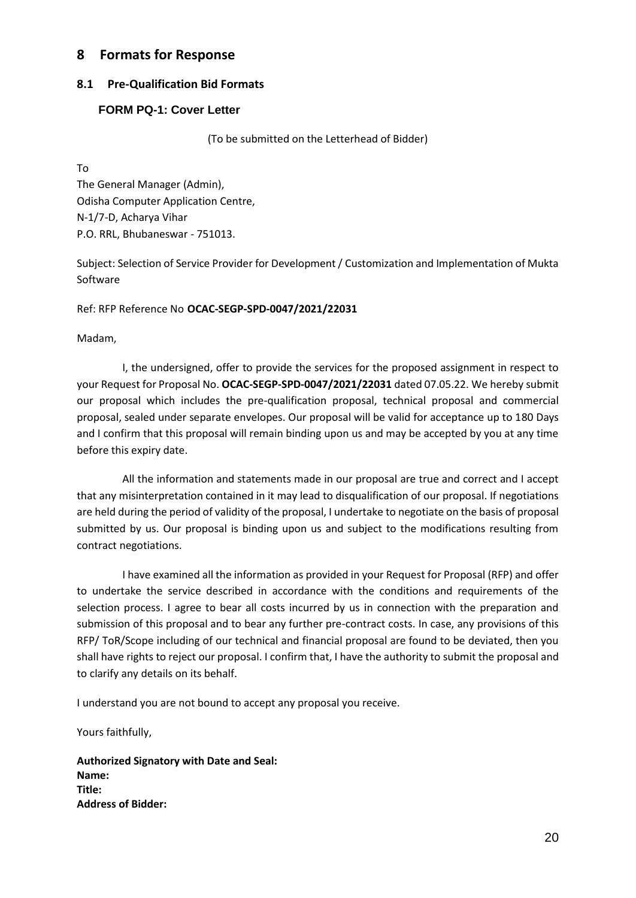# 8 Formats for Response

## 8.1 Pre-Qualification Bid Formats

### FORM PQ-1: Cover Letter

(To be submitted on the Letterhead of Bidder)

To  
The General Manager (Admin),  
Odisha Computer Application Centre,  
N-1/7-D, Acharya Vihar  
P.O. RRL, Bhubaneswar - 751013.

Subject: Selection of Service Provider for Development / Customization and Implementation of Mukta Software

Ref: RFP Reference No **OCAC-SEGP-SPD-0047/2021/22031**

Madam,

I, the undersigned, offer to provide the services for the proposed assignment in respect to your Request for Proposal No. **OCAC-SEGP-SPD-0047/2021/22031** dated 07.05.22. We hereby submit our proposal which includes the pre-qualification proposal, technical proposal and commercial proposal, sealed under separate envelopes. Our proposal will be valid for acceptance up to 180 Days and I confirm that this proposal will remain binding upon us and may be accepted by you at any time before this expiry date.

All the information and statements made in our proposal are true and correct and I accept that any misinterpretation contained in it may lead to disqualification of our proposal. If negotiations are held during the period of validity of the proposal, I undertake to negotiate on the basis of proposal submitted by us. Our proposal is binding upon us and subject to the modifications resulting from contract negotiations.

I have examined all the information as provided in your Request for Proposal (RFP) and offer to undertake the service described in accordance with the conditions and requirements of the selection process. I agree to bear all costs incurred by us in connection with the preparation and submission of this proposal and to bear any further pre-contract costs. In case, any provisions of this RFP/ ToR/Scope including of our technical and financial proposal are found to be deviated, then you shall have rights to reject our proposal. I confirm that, I have the authority to submit the proposal and to clarify any details on its behalf.

I understand you are not bound to accept any proposal you receive.

Yours faithfully,

**Authorized Signatory with Date and Seal:**  
**Name:**  
**Title:**  
**Address of Bidder:**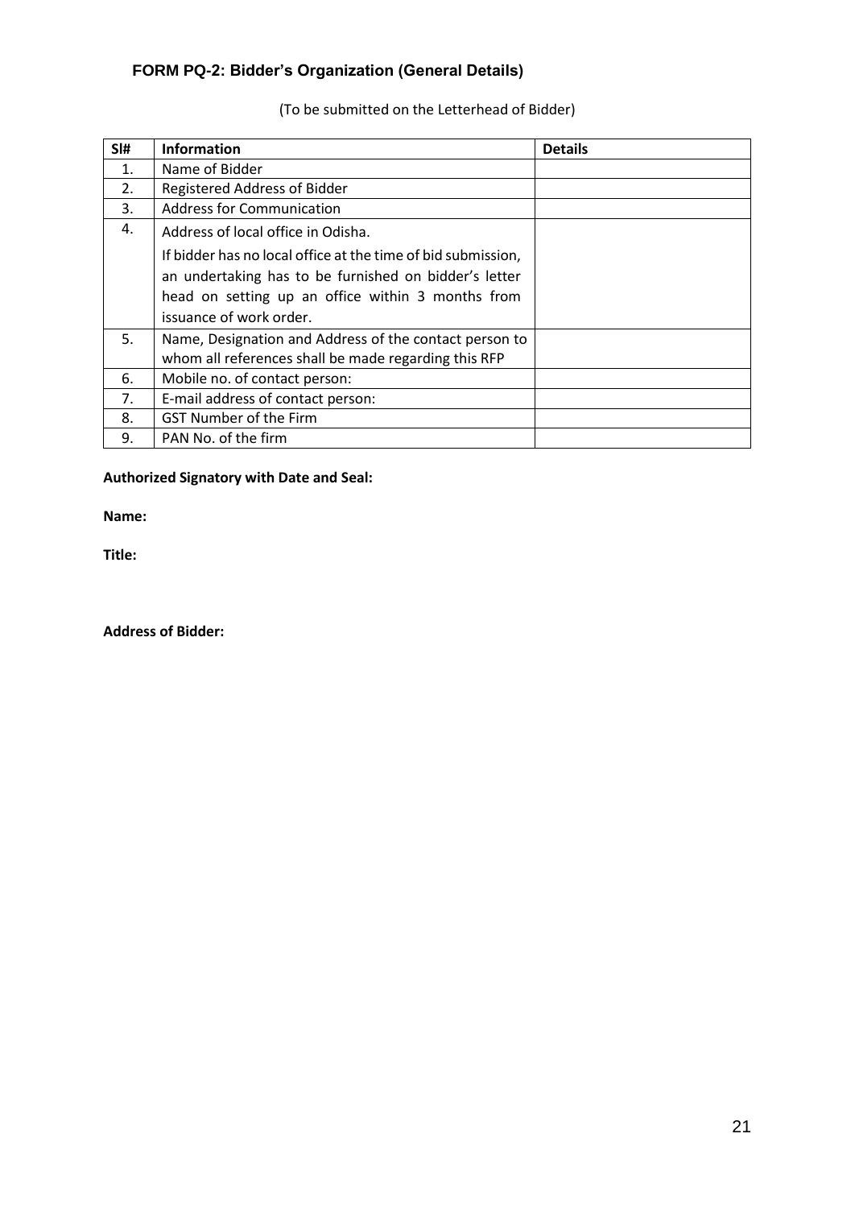## FORM PQ-2: Bidder's Organization (General Details)

(To be submitted on the Letterhead of Bidder)

| Sl# | Information | Details |
|---|---|---|
| 1. | Name of Bidder | |
| 2. | Registered Address of Bidder | |
| 3. | Address for Communication | |
| 4. | Address of local office in Odisha.<br><br>If bidder has no local office at the time of bid submission, an undertaking has to be furnished on bidder's letter head on setting up an office within 3 months from issuance of work order. | |
| 5. | Name, Designation and Address of the contact person to whom all references shall be made regarding this RFP | |
| 6. | Mobile no. of contact person: | |
| 7. | E-mail address of contact person: | |
| 8. | GST Number of the Firm | |
| 9. | PAN No. of the firm | |

**Authorized Signatory with Date and Seal:**

**Name:**

**Title:**

**Address of Bidder:**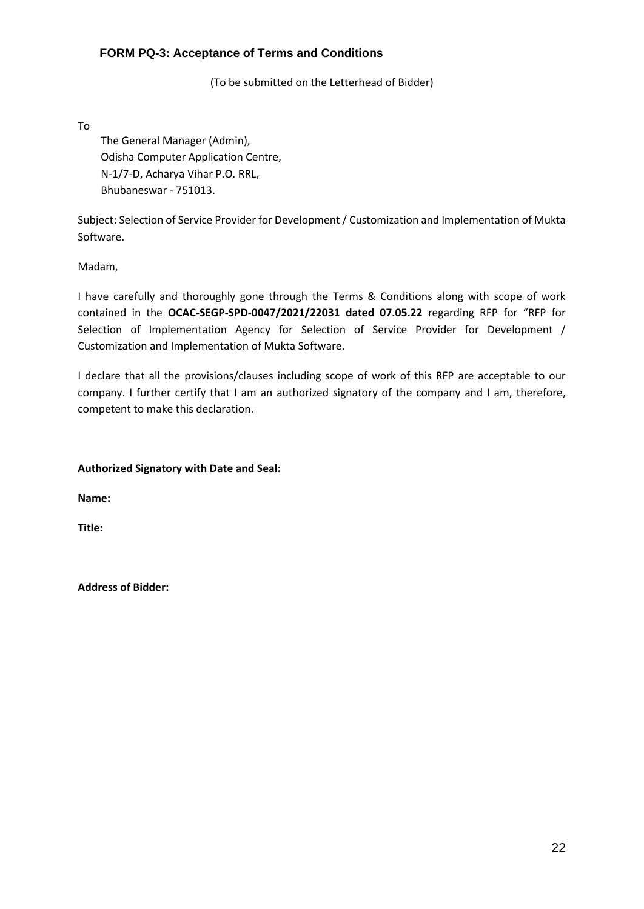## FORM PQ-3: Acceptance of Terms and Conditions

(To be submitted on the Letterhead of Bidder)

To

The General Manager (Admin),
Odisha Computer Application Centre,
N-1/7-D, Acharya Vihar P.O. RRL,
Bhubaneswar - 751013.

Subject: Selection of Service Provider for Development / Customization and Implementation of Mukta Software.

Madam,

I have carefully and thoroughly gone through the Terms & Conditions along with scope of work contained in the **OCAC-SEGP-SPD-0047/2021/22031 dated 07.05.22** regarding RFP for "RFP for Selection of Implementation Agency for Selection of Service Provider for Development / Customization and Implementation of Mukta Software.

I declare that all the provisions/clauses including scope of work of this RFP are acceptable to our company. I further certify that I am an authorized signatory of the company and I am, therefore, competent to make this declaration.

**Authorized Signatory with Date and Seal:**

**Name:**

**Title:**

**Address of Bidder:**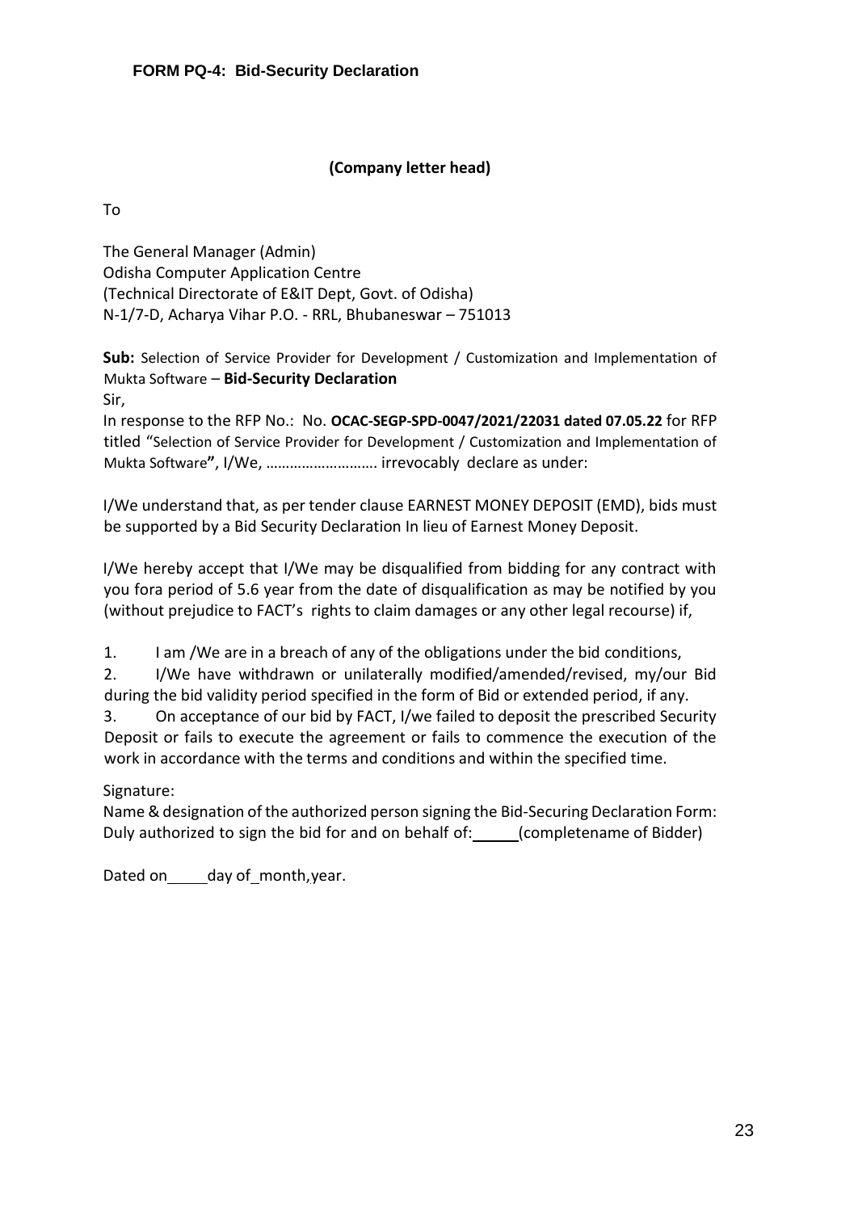**FORM PQ-4: Bid-Security Declaration**

**(Company letter head)**

To

The General Manager (Admin)
Odisha Computer Application Centre
(Technical Directorate of E&IT Dept, Govt. of Odisha)
N-1/7-D, Acharya Vihar P.O. - RRL, Bhubaneswar – 751013

**Sub:** Selection of Service Provider for Development / Customization and Implementation of Mukta Software – **Bid-Security Declaration**

Sir,

In response to the RFP No.: No. **OCAC-SEGP-SPD-0047/2021/22031 dated 07.05.22** for RFP titled "Selection of Service Provider for Development / Customization and Implementation of Mukta Software**"**, I/We, ………………………. irrevocably declare as under:

I/We understand that, as per tender clause EARNEST MONEY DEPOSIT (EMD), bids must be supported by a Bid Security Declaration In lieu of Earnest Money Deposit.

I/We hereby accept that I/We may be disqualified from bidding for any contract with you fora period of 5.6 year from the date of disqualification as may be notified by you (without prejudice to FACT's rights to claim damages or any other legal recourse) if,

1. I am /We are in a breach of any of the obligations under the bid conditions,
2. I/We have withdrawn or unilaterally modified/amended/revised, my/our Bid during the bid validity period specified in the form of Bid or extended period, if any.
3. On acceptance of our bid by FACT, I/we failed to deposit the prescribed Security Deposit or fails to execute the agreement or fails to commence the execution of the work in accordance with the terms and conditions and within the specified time.

Signature:

Name & designation of the authorized person signing the Bid-Securing Declaration Form:

Duly authorized to sign the bid for and on behalf of: _____ (completename of Bidder)

Dated on _____ day of_month,year.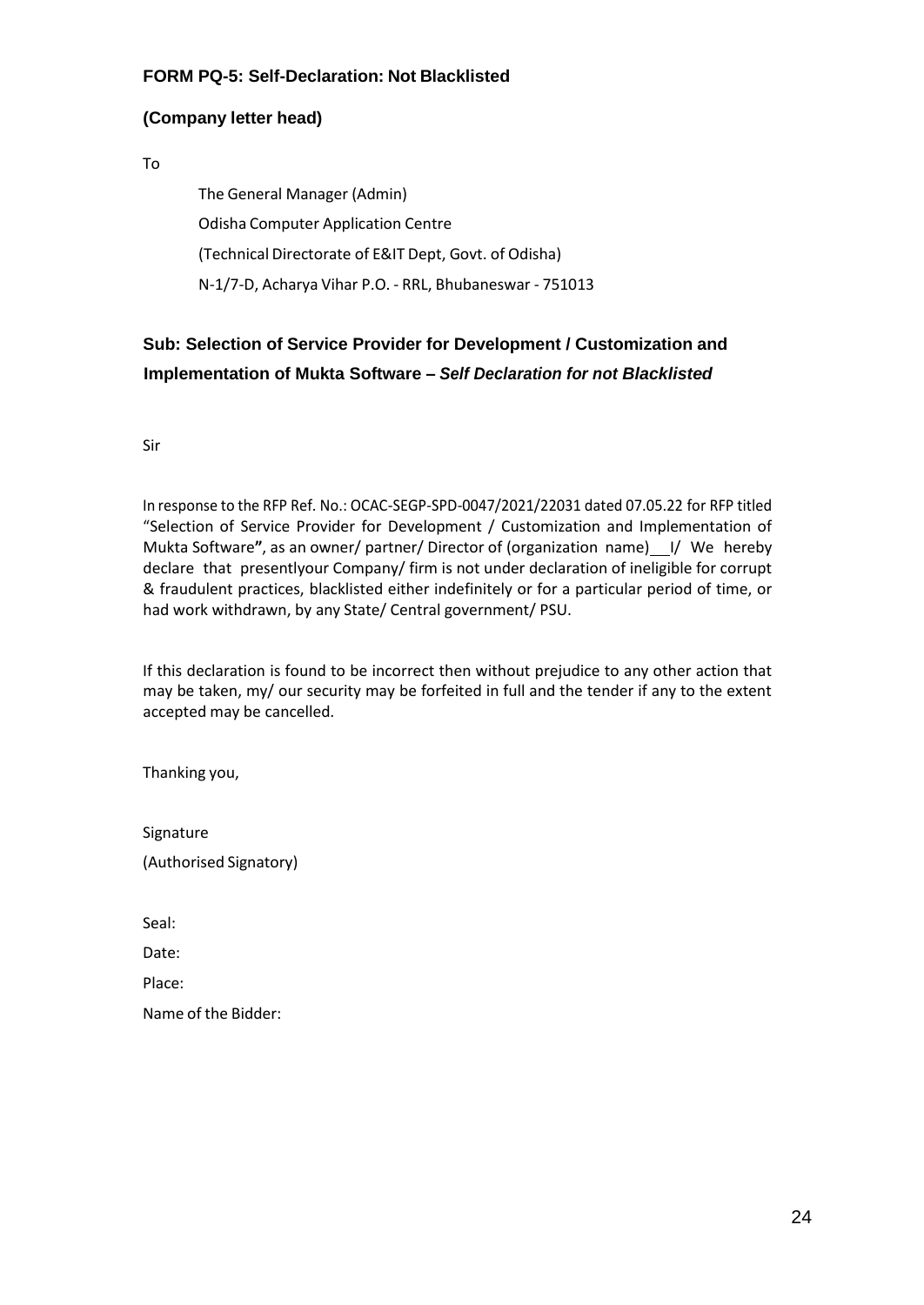**FORM PQ-5: Self-Declaration: Not Blacklisted**

**(Company letter head)**

To

The General Manager (Admin)
Odisha Computer Application Centre
(Technical Directorate of E&IT Dept, Govt. of Odisha)
N-1/7-D, Acharya Vihar P.O. - RRL, Bhubaneswar - 751013

**Sub: Selection of Service Provider for Development / Customization and Implementation of Mukta Software –** ***Self Declaration for not Blacklisted***

Sir

In response to the RFP Ref. No.: OCAC-SEGP-SPD-0047/2021/22031 dated 07.05.22 for RFP titled "Selection of Service Provider for Development / Customization and Implementation of Mukta Software**"**, as an owner/ partner/ Director of (organization name)\_\_I/ We hereby declare that presentlyour Company/ firm is not under declaration of ineligible for corrupt & fraudulent practices, blacklisted either indefinitely or for a particular period of time, or had work withdrawn, by any State/ Central government/ PSU.

If this declaration is found to be incorrect then without prejudice to any other action that may be taken, my/ our security may be forfeited in full and the tender if any to the extent accepted may be cancelled.

Thanking you,

Signature
(Authorised Signatory)

Seal:

Date:

Place:

Name of the Bidder: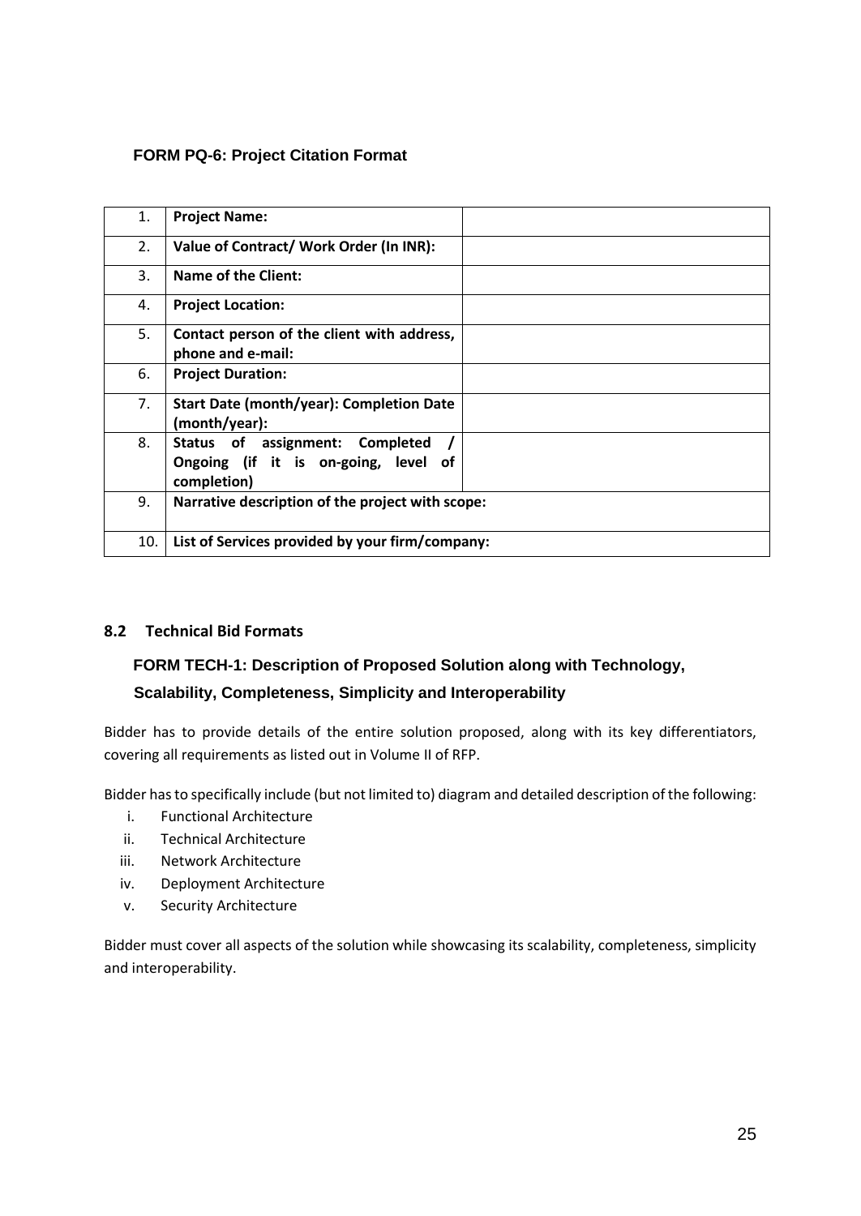### FORM PQ-6: Project Citation Format

| | | |
|---|---|---|
| 1. | **Project Name:** | |
| 2. | **Value of Contract/ Work Order (In INR):** | |
| 3. | **Name of the Client:** | |
| 4. | **Project Location:** | |
| 5. | **Contact person of the client with address, phone and e-mail:** | |
| 6. | **Project Duration:** | |
| 7. | **Start Date (month/year): Completion Date (month/year):** | |
| 8. | **Status of assignment: Completed / Ongoing (if it is on-going, level of completion)** | |
| 9. | **Narrative description of the project with scope:** | |
| 10. | **List of Services provided by your firm/company:** | |

## 8.2 Technical Bid Formats

### FORM TECH-1: Description of Proposed Solution along with Technology, Scalability, Completeness, Simplicity and Interoperability

Bidder has to provide details of the entire solution proposed, along with its key differentiators, covering all requirements as listed out in Volume II of RFP.

Bidder has to specifically include (but not limited to) diagram and detailed description of the following:

- i. Functional Architecture
- ii. Technical Architecture
- iii. Network Architecture
- iv. Deployment Architecture
- v. Security Architecture

Bidder must cover all aspects of the solution while showcasing its scalability, completeness, simplicity and interoperability.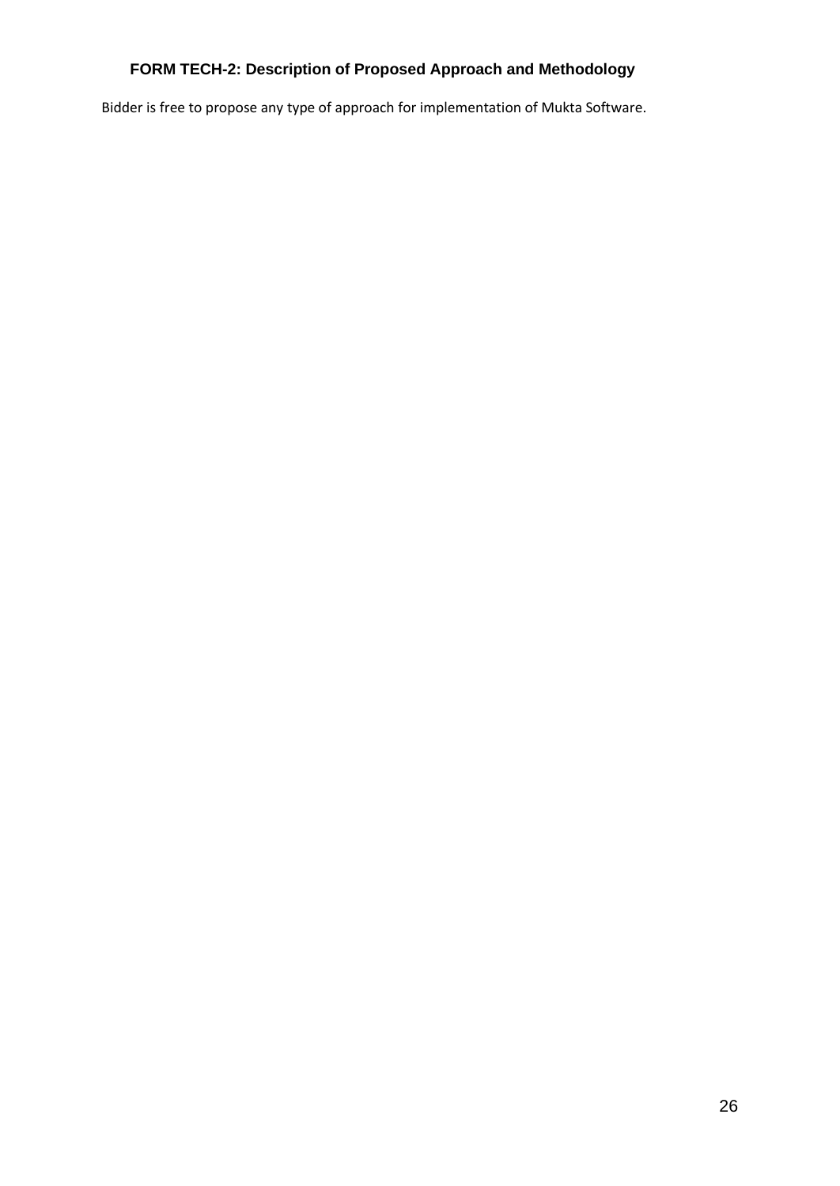### FORM TECH-2: Description of Proposed Approach and Methodology

Bidder is free to propose any type of approach for implementation of Mukta Software.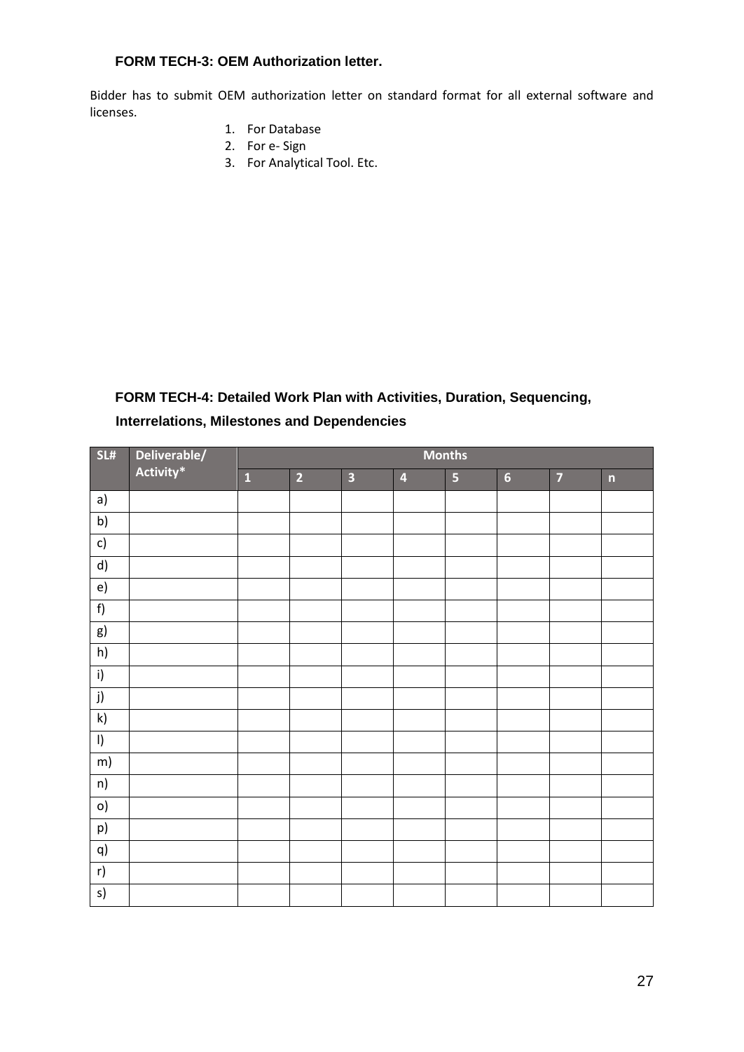### FORM TECH-3: OEM Authorization letter.

Bidder has to submit OEM authorization letter on standard format for all external software and licenses.

1. For Database
2. For e- Sign
3. For Analytical Tool. Etc.

### FORM TECH-4: Detailed Work Plan with Activities, Duration, Sequencing, Interrelations, Milestones and Dependencies

| SL# | Deliverable/ Activity* | Months | | | | | | | |
|---|---|---|---|---|---|---|---|---|---|
| | | 1 | 2 | 3 | 4 | 5 | 6 | 7 | n |
| a) | | | | | | | | | |
| b) | | | | | | | | | |
| c) | | | | | | | | | |
| d) | | | | | | | | | |
| e) | | | | | | | | | |
| f) | | | | | | | | | |
| g) | | | | | | | | | |
| h) | | | | | | | | | |
| i) | | | | | | | | | |
| j) | | | | | | | | | |
| k) | | | | | | | | | |
| l) | | | | | | | | | |
| m) | | | | | | | | | |
| n) | | | | | | | | | |
| o) | | | | | | | | | |
| p) | | | | | | | | | |
| q) | | | | | | | | | |
| r) | | | | | | | | | |
| s) | | | | | | | | | |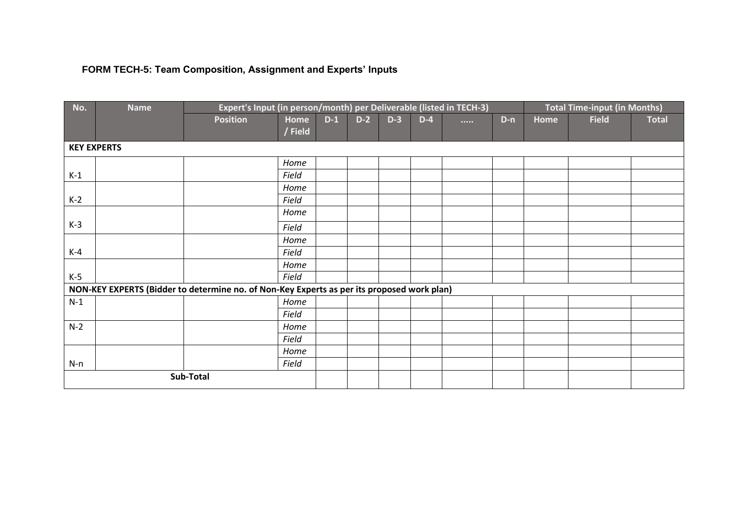**FORM TECH-5: Team Composition, Assignment and Experts' Inputs**

| No. | Name | Expert's Input (in person/month) per Deliverable (listed in TECH-3) | | | | | | | | Total Time-input (in Months) | | |
|---|---|---|---|---|---|---|---|---|---|---|---|---|
| | | Position | Home / Field | D-1 | D-2 | D-3 | D-4 | ..... | D-n | Home | Field | Total |
| **KEY EXPERTS** | | | | | | | | | | | | |
| K-1 | | | *Home* | | | | | | | | | |
| | | | *Field* | | | | | | | | | |
| K-2 | | | *Home* | | | | | | | | | |
| | | | *Field* | | | | | | | | | |
| K-3 | | | *Home* | | | | | | | | | |
| | | | *Field* | | | | | | | | | |
| K-4 | | | *Home* | | | | | | | | | |
| | | | *Field* | | | | | | | | | |
| K-5 | | | *Home* | | | | | | | | | |
| | | | *Field* | | | | | | | | | |
| **NON-KEY EXPERTS (Bidder to determine no. of Non-Key Experts as per its proposed work plan)** | | | | | | | | | | | | |
| N-1 | | | *Home* | | | | | | | | | |
| | | | *Field* | | | | | | | | | |
| N-2 | | | *Home* | | | | | | | | | |
| | | | *Field* | | | | | | | | | |
| N-n | | | *Home* | | | | | | | | | |
| | | | *Field* | | | | | | | | | |
| **Sub-Total** | | | | | | | | | | | | |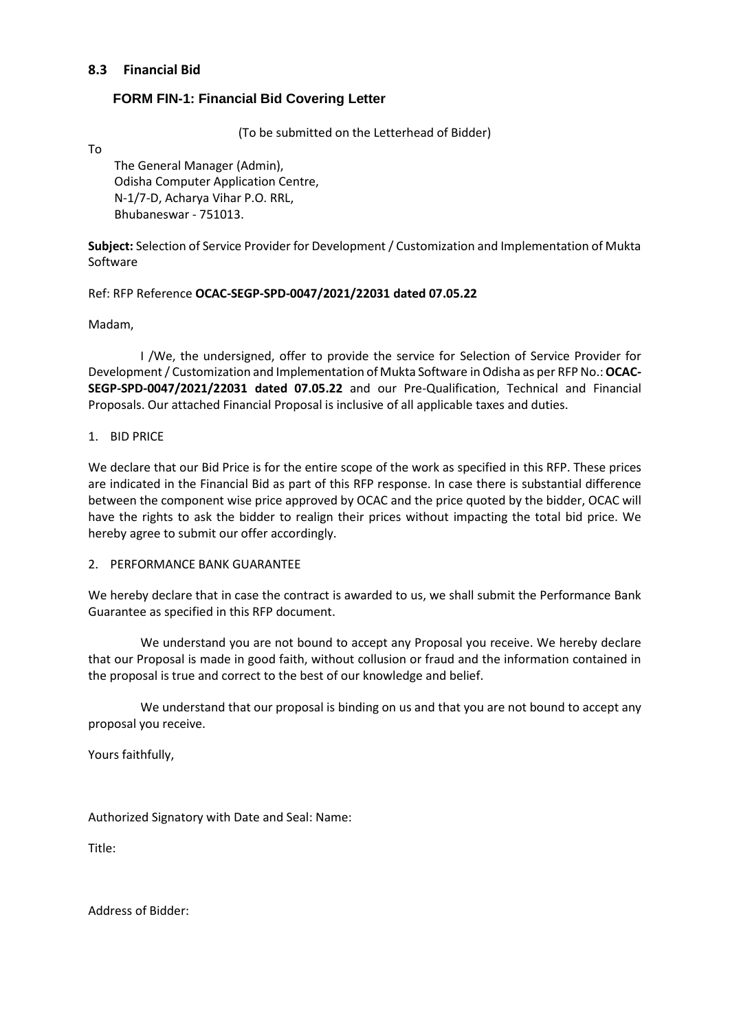## 8.3 Financial Bid

### FORM FIN-1: Financial Bid Covering Letter

(To be submitted on the Letterhead of Bidder)

To

The General Manager (Admin),
Odisha Computer Application Centre,
N-1/7-D, Acharya Vihar P.O. RRL,
Bhubaneswar - 751013.

**Subject:** Selection of Service Provider for Development / Customization and Implementation of Mukta Software

Ref: RFP Reference **OCAC-SEGP-SPD-0047/2021/22031 dated 07.05.22**

Madam,

I /We, the undersigned, offer to provide the service for Selection of Service Provider for Development / Customization and Implementation of Mukta Software in Odisha as per RFP No.: **OCAC-SEGP-SPD-0047/2021/22031 dated 07.05.22** and our Pre-Qualification, Technical and Financial Proposals. Our attached Financial Proposal is inclusive of all applicable taxes and duties.

1. BID PRICE

We declare that our Bid Price is for the entire scope of the work as specified in this RFP. These prices are indicated in the Financial Bid as part of this RFP response. In case there is substantial difference between the component wise price approved by OCAC and the price quoted by the bidder, OCAC will have the rights to ask the bidder to realign their prices without impacting the total bid price. We hereby agree to submit our offer accordingly.

2. PERFORMANCE BANK GUARANTEE

We hereby declare that in case the contract is awarded to us, we shall submit the Performance Bank Guarantee as specified in this RFP document.

We understand you are not bound to accept any Proposal you receive. We hereby declare that our Proposal is made in good faith, without collusion or fraud and the information contained in the proposal is true and correct to the best of our knowledge and belief.

We understand that our proposal is binding on us and that you are not bound to accept any proposal you receive.

Yours faithfully,

Authorized Signatory with Date and Seal: Name:

Title:

Address of Bidder: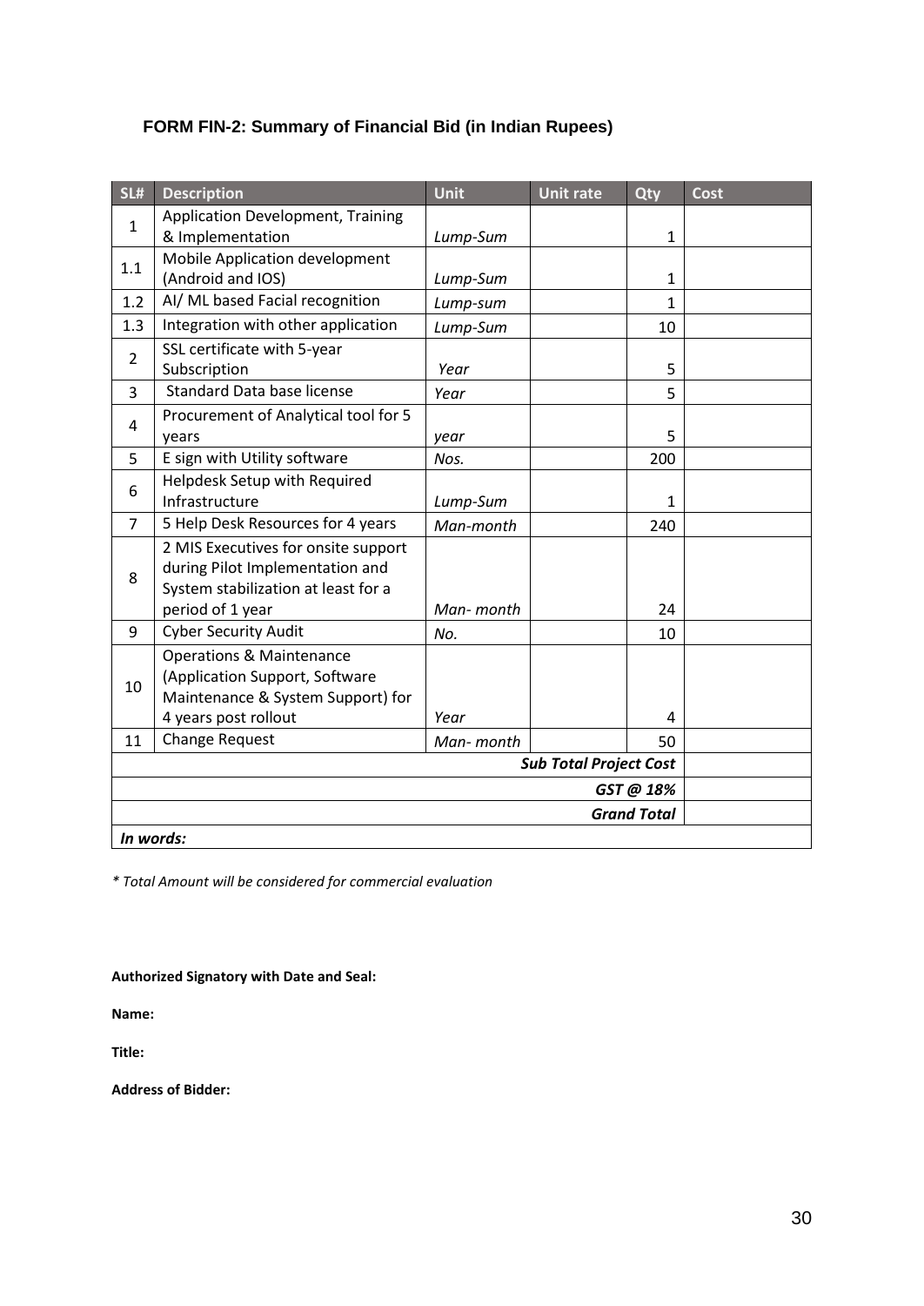### FORM FIN-2: Summary of Financial Bid (in Indian Rupees)

| SL# | Description | Unit | Unit rate | Qty | Cost |
|---|---|---|---|---|---|
| 1 | Application Development, Training & Implementation | *Lump-Sum* | | 1 | |
| 1.1 | Mobile Application development (Android and IOS) | *Lump-Sum* | | 1 | |
| 1.2 | AI/ ML based Facial recognition | *Lump-sum* | | 1 | |
| 1.3 | Integration with other application | *Lump-Sum* | | 10 | |
| 2 | SSL certificate with 5-year Subscription | *Year* | | 5 | |
| 3 | Standard Data base license | *Year* | | 5 | |
| 4 | Procurement of Analytical tool for 5 years | *year* | | 5 | |
| 5 | E sign with Utility software | *Nos.* | | 200 | |
| 6 | Helpdesk Setup with Required Infrastructure | *Lump-Sum* | | 1 | |
| 7 | 5 Help Desk Resources for 4 years | *Man-month* | | 240 | |
| 8 | 2 MIS Executives for onsite support during Pilot Implementation and System stabilization at least for a period of 1 year | *Man- month* | | 24 | |
| 9 | Cyber Security Audit | *No.* | | 10 | |
| 10 | Operations & Maintenance (Application Support, Software Maintenance & System Support) for 4 years post rollout | *Year* | | 4 | |
| 11 | Change Request | *Man- month* | | 50 | |
| | | | | ***Sub Total Project Cost*** | |
| | | | | ***GST @ 18%*** | |
| | | | | ***Grand Total*** | |
| ***In words:*** | | | | | |

*\* Total Amount will be considered for commercial evaluation*

**Authorized Signatory with Date and Seal:**

**Name:**

**Title:**

**Address of Bidder:**